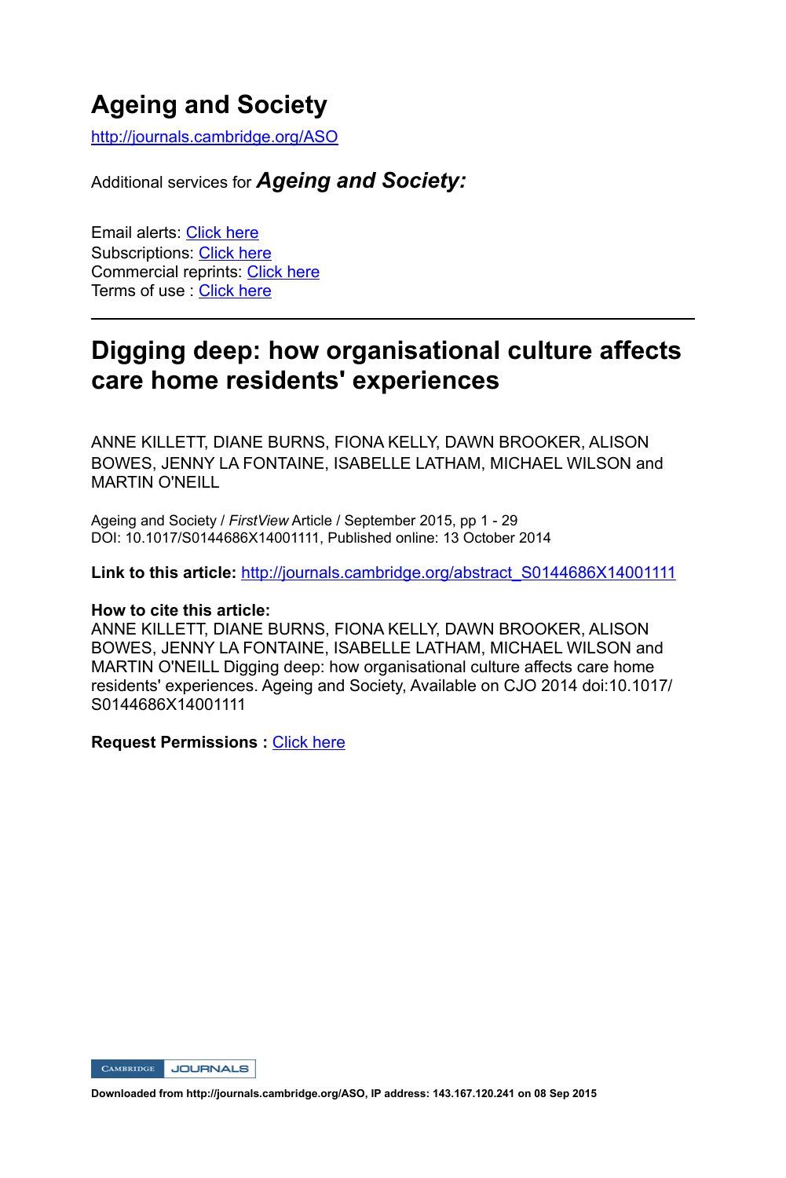# Ageing and Society

http://journals.cambridge.org/ASO

Additional services for ***Ageing and Society:***

Email alerts: Click here
Subscriptions: Click here
Commercial reprints: Click here
Terms of use : Click here

---

## Digging deep: how organisational culture affects care home residents' experiences

ANNE KILLETT, DIANE BURNS, FIONA KELLY, DAWN BROOKER, ALISON BOWES, JENNY LA FONTAINE, ISABELLE LATHAM, MICHAEL WILSON and MARTIN O'NEILL

Ageing and Society / *FirstView* Article / September 2015, pp 1 - 29
DOI: 10.1017/S0144686X14001111, Published online: 13 October 2014

**Link to this article:** http://journals.cambridge.org/abstract_S0144686X14001111

**How to cite this article:**
ANNE KILLETT, DIANE BURNS, FIONA KELLY, DAWN BROOKER, ALISON BOWES, JENNY LA FONTAINE, ISABELLE LATHAM, MICHAEL WILSON and MARTIN O'NEILL Digging deep: how organisational culture affects care home residents' experiences. Ageing and Society, Available on CJO 2014 doi:10.1017/S0144686X14001111

**Request Permissions :** Click here

**Downloaded from http://journals.cambridge.org/ASO, IP address: 143.167.120.241 on 08 Sep 2015**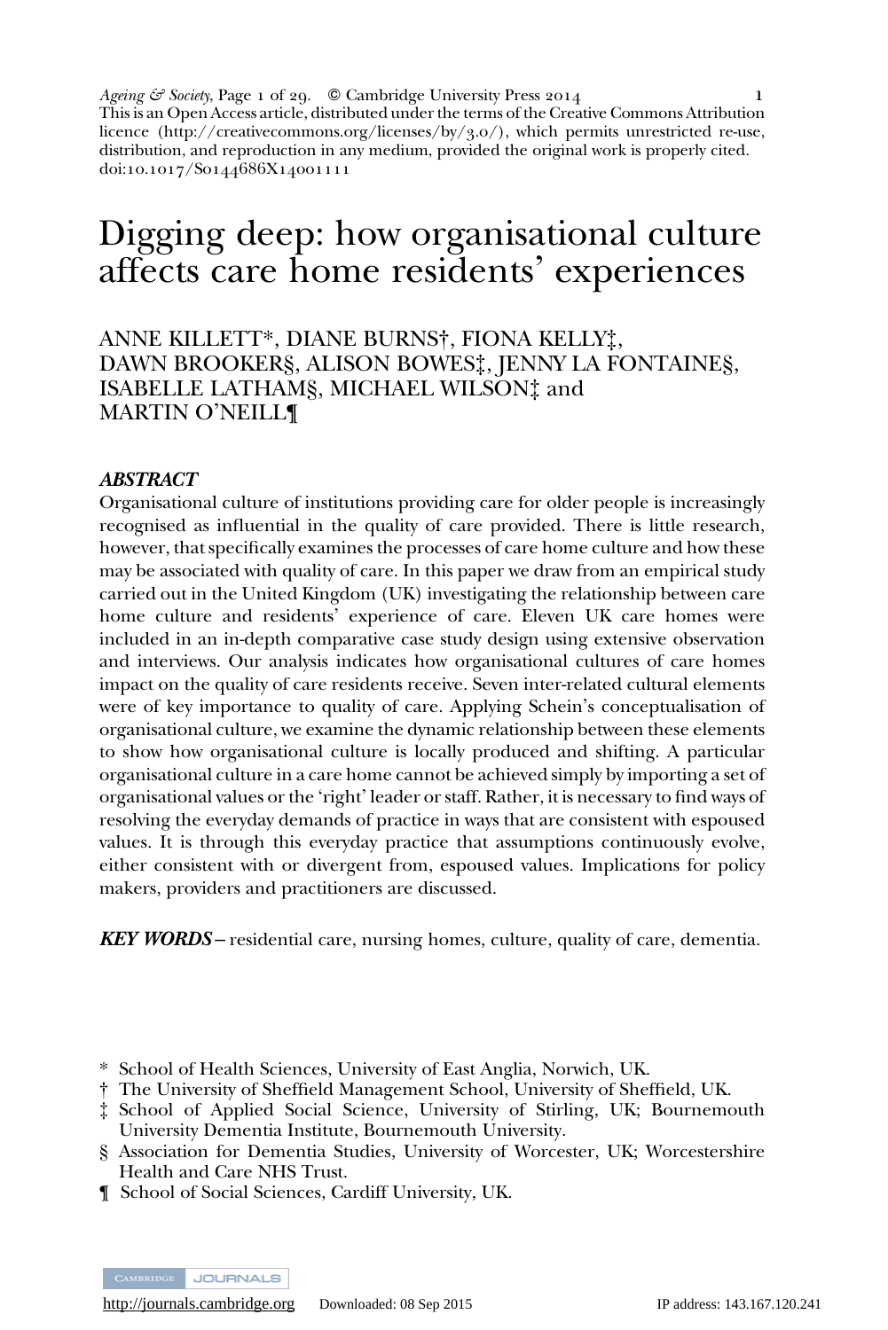Ageing & Society, Page 1 of 29. © Cambridge University Press 2014
This is an Open Access article, distributed under the terms of the Creative Commons Attribution licence (http://creativecommons.org/licenses/by/3.0/), which permits unrestricted re-use, distribution, and reproduction in any medium, provided the original work is properly cited.
doi:10.1017/S0144686X14001111

# Digging deep: how organisational culture affects care home residents' experiences

ANNE KILLETT*, DIANE BURNS†, FIONA KELLY‡, DAWN BROOKER§, ALISON BOWES‡, JENNY LA FONTAINE§, ISABELLE LATHAM§, MICHAEL WILSON‡ and MARTIN O'NEILL¶

## *ABSTRACT*

Organisational culture of institutions providing care for older people is increasingly recognised as influential in the quality of care provided. There is little research, however, that specifically examines the processes of care home culture and how these may be associated with quality of care. In this paper we draw from an empirical study carried out in the United Kingdom (UK) investigating the relationship between care home culture and residents' experience of care. Eleven UK care homes were included in an in-depth comparative case study design using extensive observation and interviews. Our analysis indicates how organisational cultures of care homes impact on the quality of care residents receive. Seven inter-related cultural elements were of key importance to quality of care. Applying Schein's conceptualisation of organisational culture, we examine the dynamic relationship between these elements to show how organisational culture is locally produced and shifting. A particular organisational culture in a care home cannot be achieved simply by importing a set of organisational values or the 'right' leader or staff. Rather, it is necessary to find ways of resolving the everyday demands of practice in ways that are consistent with espoused values. It is through this everyday practice that assumptions continuously evolve, either consistent with or divergent from, espoused values. Implications for policy makers, providers and practitioners are discussed.

***KEY WORDS*** – residential care, nursing homes, culture, quality of care, dementia.

\* School of Health Sciences, University of East Anglia, Norwich, UK.
† The University of Sheffield Management School, University of Sheffield, UK.
‡ School of Applied Social Science, University of Stirling, UK; Bournemouth University Dementia Institute, Bournemouth University.
§ Association for Dementia Studies, University of Worcester, UK; Worcestershire Health and Care NHS Trust.
¶ School of Social Sciences, Cardiff University, UK.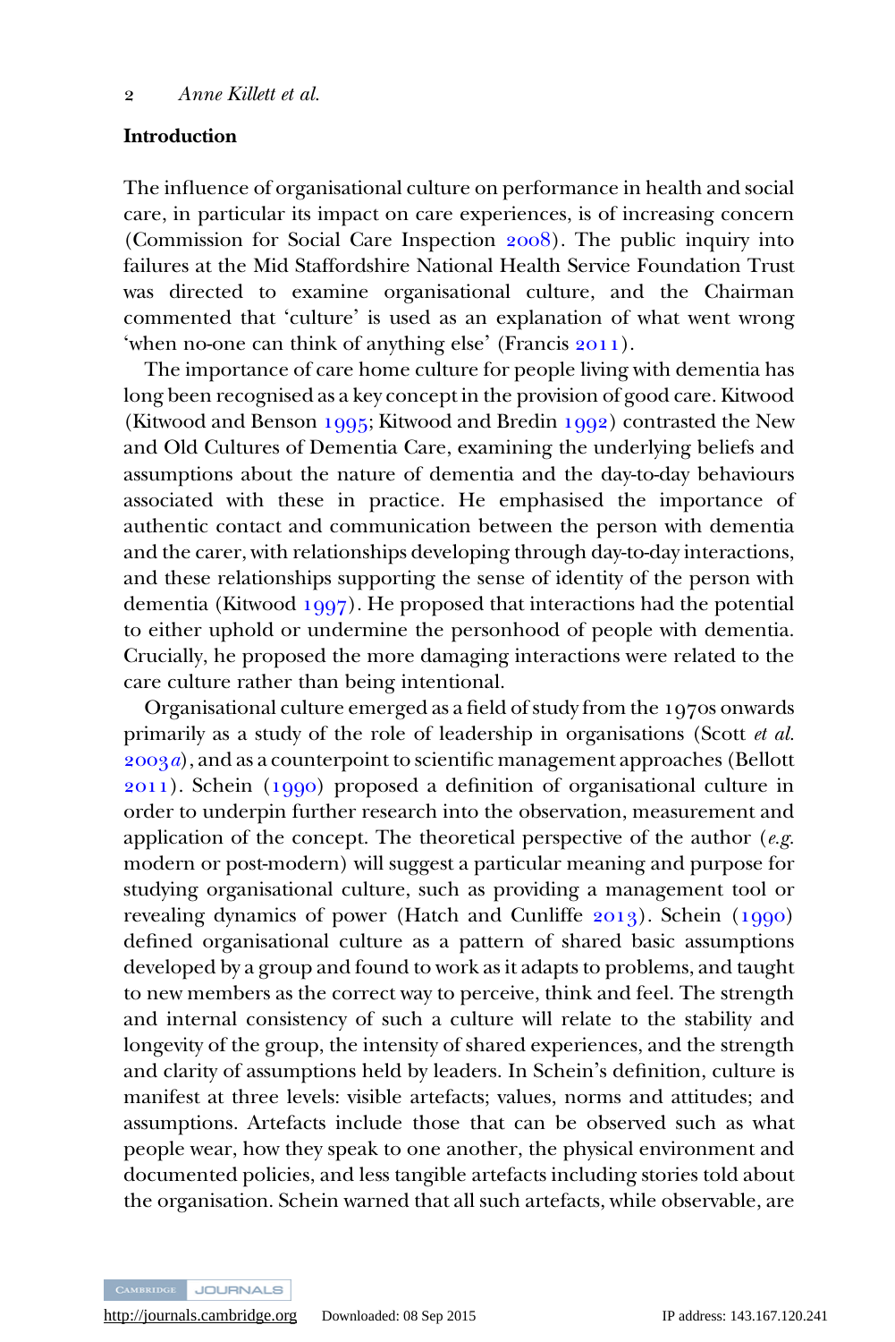## Introduction

The influence of organisational culture on performance in health and social care, in particular its impact on care experiences, is of increasing concern (Commission for Social Care Inspection 2008). The public inquiry into failures at the Mid Staffordshire National Health Service Foundation Trust was directed to examine organisational culture, and the Chairman commented that 'culture' is used as an explanation of what went wrong 'when no-one can think of anything else' (Francis 2011).

The importance of care home culture for people living with dementia has long been recognised as a key concept in the provision of good care. Kitwood (Kitwood and Benson 1995; Kitwood and Bredin 1992) contrasted the New and Old Cultures of Dementia Care, examining the underlying beliefs and assumptions about the nature of dementia and the day-to-day behaviours associated with these in practice. He emphasised the importance of authentic contact and communication between the person with dementia and the carer, with relationships developing through day-to-day interactions, and these relationships supporting the sense of identity of the person with dementia (Kitwood 1997). He proposed that interactions had the potential to either uphold or undermine the personhood of people with dementia. Crucially, he proposed the more damaging interactions were related to the care culture rather than being intentional.

Organisational culture emerged as a field of study from the 1970s onwards primarily as a study of the role of leadership in organisations (Scott *et al.* 2003*a*), and as a counterpoint to scientific management approaches (Bellott 2011). Schein (1990) proposed a definition of organisational culture in order to underpin further research into the observation, measurement and application of the concept. The theoretical perspective of the author (*e.g.* modern or post-modern) will suggest a particular meaning and purpose for studying organisational culture, such as providing a management tool or revealing dynamics of power (Hatch and Cunliffe 2013). Schein (1990) defined organisational culture as a pattern of shared basic assumptions developed by a group and found to work as it adapts to problems, and taught to new members as the correct way to perceive, think and feel. The strength and internal consistency of such a culture will relate to the stability and longevity of the group, the intensity of shared experiences, and the strength and clarity of assumptions held by leaders. In Schein's definition, culture is manifest at three levels: visible artefacts; values, norms and attitudes; and assumptions. Artefacts include those that can be observed such as what people wear, how they speak to one another, the physical environment and documented policies, and less tangible artefacts including stories told about the organisation. Schein warned that all such artefacts, while observable, are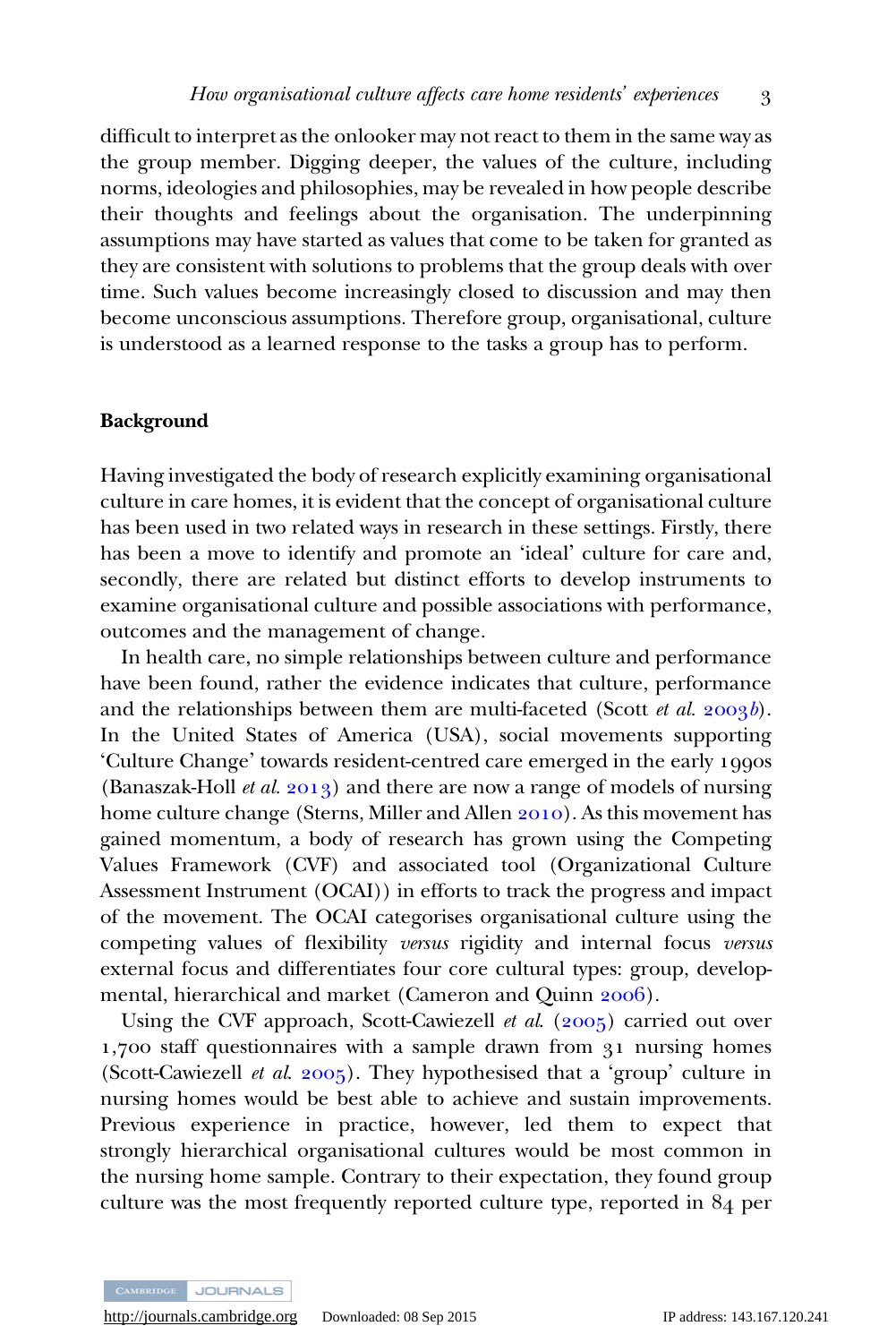difficult to interpret as the onlooker may not react to them in the same way as the group member. Digging deeper, the values of the culture, including norms, ideologies and philosophies, may be revealed in how people describe their thoughts and feelings about the organisation. The underpinning assumptions may have started as values that come to be taken for granted as they are consistent with solutions to problems that the group deals with over time. Such values become increasingly closed to discussion and may then become unconscious assumptions. Therefore group, organisational, culture is understood as a learned response to the tasks a group has to perform.

## Background

Having investigated the body of research explicitly examining organisational culture in care homes, it is evident that the concept of organisational culture has been used in two related ways in research in these settings. Firstly, there has been a move to identify and promote an 'ideal' culture for care and, secondly, there are related but distinct efforts to develop instruments to examine organisational culture and possible associations with performance, outcomes and the management of change.

In health care, no simple relationships between culture and performance have been found, rather the evidence indicates that culture, performance and the relationships between them are multi-faceted (Scott *et al.* 2003*b*). In the United States of America (USA), social movements supporting 'Culture Change' towards resident-centred care emerged in the early 1990s (Banaszak-Holl *et al.* 2013) and there are now a range of models of nursing home culture change (Sterns, Miller and Allen 2010). As this movement has gained momentum, a body of research has grown using the Competing Values Framework (CVF) and associated tool (Organizational Culture Assessment Instrument (OCAI)) in efforts to track the progress and impact of the movement. The OCAI categorises organisational culture using the competing values of flexibility *versus* rigidity and internal focus *versus* external focus and differentiates four core cultural types: group, developmental, hierarchical and market (Cameron and Quinn 2006).

Using the CVF approach, Scott-Cawiezell *et al.* (2005) carried out over 1,700 staff questionnaires with a sample drawn from 31 nursing homes (Scott-Cawiezell *et al.* 2005). They hypothesised that a 'group' culture in nursing homes would be best able to achieve and sustain improvements. Previous experience in practice, however, led them to expect that strongly hierarchical organisational cultures would be most common in the nursing home sample. Contrary to their expectation, they found group culture was the most frequently reported culture type, reported in 84 per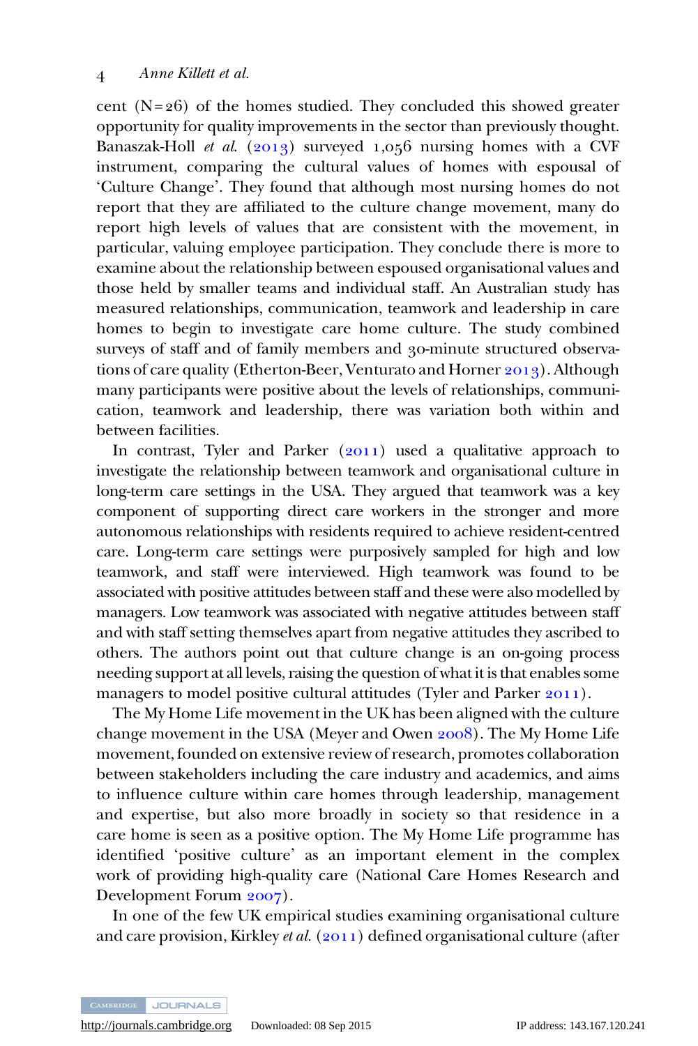cent (N=26) of the homes studied. They concluded this showed greater opportunity for quality improvements in the sector than previously thought. Banaszak-Holl *et al.* (2013) surveyed 1,056 nursing homes with a CVF instrument, comparing the cultural values of homes with espousal of 'Culture Change'. They found that although most nursing homes do not report that they are affiliated to the culture change movement, many do report high levels of values that are consistent with the movement, in particular, valuing employee participation. They conclude there is more to examine about the relationship between espoused organisational values and those held by smaller teams and individual staff. An Australian study has measured relationships, communication, teamwork and leadership in care homes to begin to investigate care home culture. The study combined surveys of staff and of family members and 30-minute structured observations of care quality (Etherton-Beer, Venturato and Horner 2013). Although many participants were positive about the levels of relationships, communication, teamwork and leadership, there was variation both within and between facilities.

In contrast, Tyler and Parker (2011) used a qualitative approach to investigate the relationship between teamwork and organisational culture in long-term care settings in the USA. They argued that teamwork was a key component of supporting direct care workers in the stronger and more autonomous relationships with residents required to achieve resident-centred care. Long-term care settings were purposively sampled for high and low teamwork, and staff were interviewed. High teamwork was found to be associated with positive attitudes between staff and these were also modelled by managers. Low teamwork was associated with negative attitudes between staff and with staff setting themselves apart from negative attitudes they ascribed to others. The authors point out that culture change is an on-going process needing support at all levels, raising the question of what it is that enables some managers to model positive cultural attitudes (Tyler and Parker 2011).

The My Home Life movement in the UK has been aligned with the culture change movement in the USA (Meyer and Owen 2008). The My Home Life movement, founded on extensive review of research, promotes collaboration between stakeholders including the care industry and academics, and aims to influence culture within care homes through leadership, management and expertise, but also more broadly in society so that residence in a care home is seen as a positive option. The My Home Life programme has identified 'positive culture' as an important element in the complex work of providing high-quality care (National Care Homes Research and Development Forum 2007).

In one of the few UK empirical studies examining organisational culture and care provision, Kirkley *et al.* (2011) defined organisational culture (after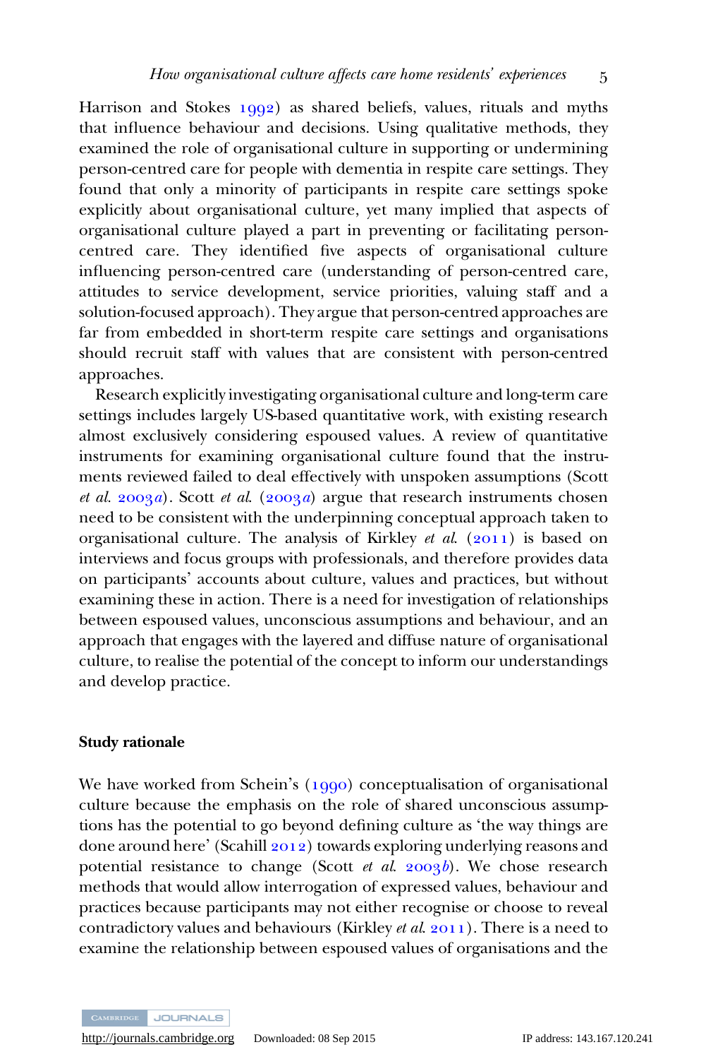Harrison and Stokes 1992) as shared beliefs, values, rituals and myths that influence behaviour and decisions. Using qualitative methods, they examined the role of organisational culture in supporting or undermining person-centred care for people with dementia in respite care settings. They found that only a minority of participants in respite care settings spoke explicitly about organisational culture, yet many implied that aspects of organisational culture played a part in preventing or facilitating person-centred care. They identified five aspects of organisational culture influencing person-centred care (understanding of person-centred care, attitudes to service development, service priorities, valuing staff and a solution-focused approach). They argue that person-centred approaches are far from embedded in short-term respite care settings and organisations should recruit staff with values that are consistent with person-centred approaches.

Research explicitly investigating organisational culture and long-term care settings includes largely US-based quantitative work, with existing research almost exclusively considering espoused values. A review of quantitative instruments for examining organisational culture found that the instruments reviewed failed to deal effectively with unspoken assumptions (Scott *et al.* 2003*a*). Scott *et al.* (2003*a*) argue that research instruments chosen need to be consistent with the underpinning conceptual approach taken to organisational culture. The analysis of Kirkley *et al.* (2011) is based on interviews and focus groups with professionals, and therefore provides data on participants' accounts about culture, values and practices, but without examining these in action. There is a need for investigation of relationships between espoused values, unconscious assumptions and behaviour, and an approach that engages with the layered and diffuse nature of organisational culture, to realise the potential of the concept to inform our understandings and develop practice.

## Study rationale

We have worked from Schein's (1990) conceptualisation of organisational culture because the emphasis on the role of shared unconscious assumptions has the potential to go beyond defining culture as 'the way things are done around here' (Scahill 2012) towards exploring underlying reasons and potential resistance to change (Scott *et al.* 2003*b*). We chose research methods that would allow interrogation of expressed values, behaviour and practices because participants may not either recognise or choose to reveal contradictory values and behaviours (Kirkley *et al.* 2011). There is a need to examine the relationship between espoused values of organisations and the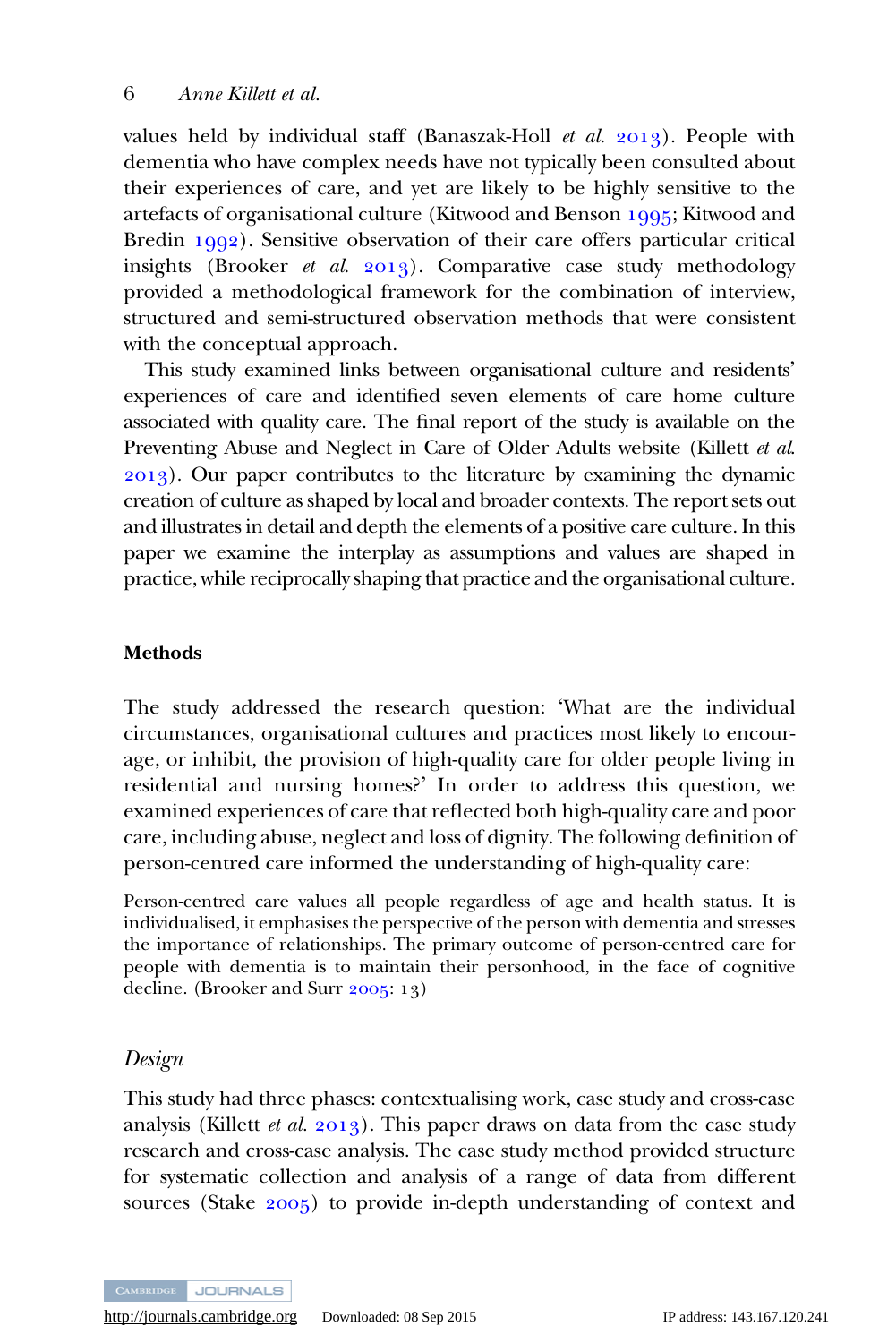values held by individual staff (Banaszak-Holl *et al.* 2013). People with dementia who have complex needs have not typically been consulted about their experiences of care, and yet are likely to be highly sensitive to the artefacts of organisational culture (Kitwood and Benson 1995; Kitwood and Bredin 1992). Sensitive observation of their care offers particular critical insights (Brooker *et al.* 2013). Comparative case study methodology provided a methodological framework for the combination of interview, structured and semi-structured observation methods that were consistent with the conceptual approach.

This study examined links between organisational culture and residents' experiences of care and identified seven elements of care home culture associated with quality care. The final report of the study is available on the Preventing Abuse and Neglect in Care of Older Adults website (Killett *et al.* 2013). Our paper contributes to the literature by examining the dynamic creation of culture as shaped by local and broader contexts. The report sets out and illustrates in detail and depth the elements of a positive care culture. In this paper we examine the interplay as assumptions and values are shaped in practice, while reciprocally shaping that practice and the organisational culture.

## Methods

The study addressed the research question: 'What are the individual circumstances, organisational cultures and practices most likely to encourage, or inhibit, the provision of high-quality care for older people living in residential and nursing homes?' In order to address this question, we examined experiences of care that reflected both high-quality care and poor care, including abuse, neglect and loss of dignity. The following definition of person-centred care informed the understanding of high-quality care:

> Person-centred care values all people regardless of age and health status. It is individualised, it emphasises the perspective of the person with dementia and stresses the importance of relationships. The primary outcome of person-centred care for people with dementia is to maintain their personhood, in the face of cognitive decline. (Brooker and Surr 2005: 13)

### *Design*

This study had three phases: contextualising work, case study and cross-case analysis (Killett *et al.* 2013). This paper draws on data from the case study research and cross-case analysis. The case study method provided structure for systematic collection and analysis of a range of data from different sources (Stake 2005) to provide in-depth understanding of context and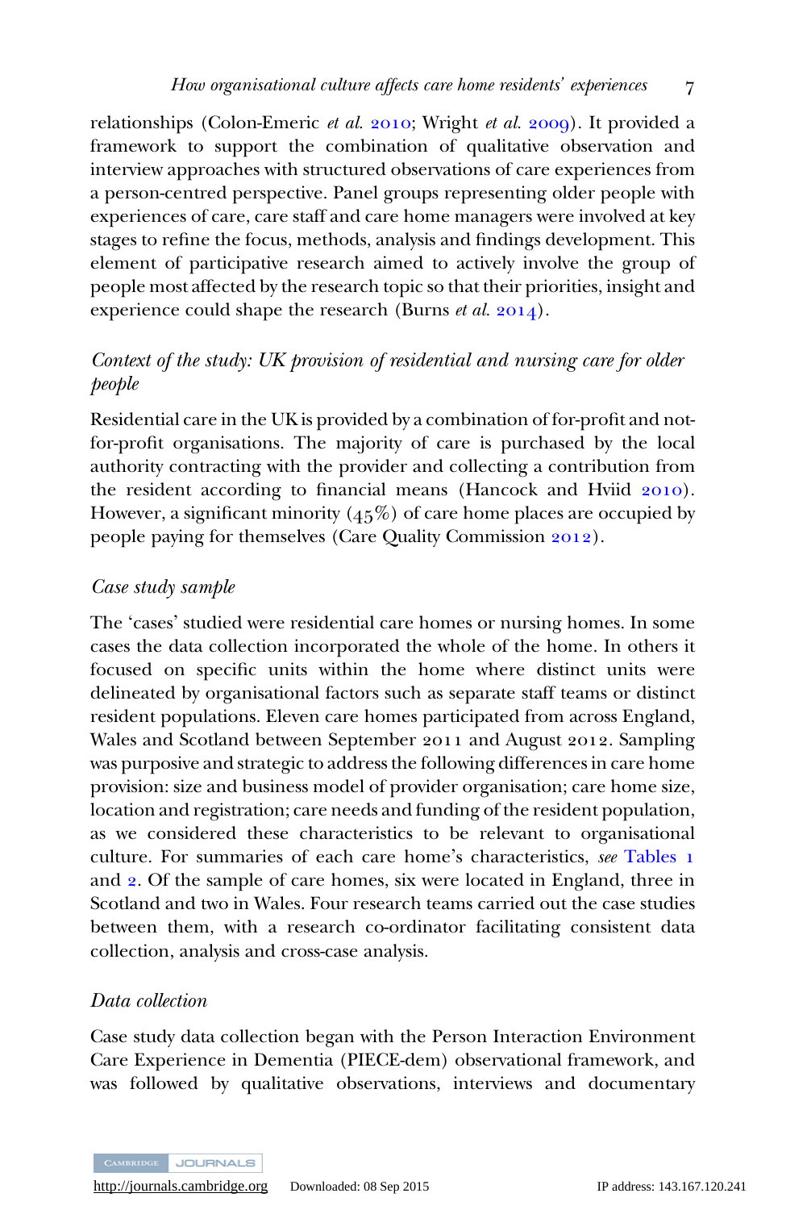relationships (Colon-Emeric *et al.* 2010; Wright *et al.* 2009). It provided a framework to support the combination of qualitative observation and interview approaches with structured observations of care experiences from a person-centred perspective. Panel groups representing older people with experiences of care, care staff and care home managers were involved at key stages to refine the focus, methods, analysis and findings development. This element of participative research aimed to actively involve the group of people most affected by the research topic so that their priorities, insight and experience could shape the research (Burns *et al.* 2014).

### *Context of the study: UK provision of residential and nursing care for older people*

Residential care in the UK is provided by a combination of for-profit and not-for-profit organisations. The majority of care is purchased by the local authority contracting with the provider and collecting a contribution from the resident according to financial means (Hancock and Hviid 2010). However, a significant minority (45%) of care home places are occupied by people paying for themselves (Care Quality Commission 2012).

### *Case study sample*

The 'cases' studied were residential care homes or nursing homes. In some cases the data collection incorporated the whole of the home. In others it focused on specific units within the home where distinct units were delineated by organisational factors such as separate staff teams or distinct resident populations. Eleven care homes participated from across England, Wales and Scotland between September 2011 and August 2012. Sampling was purposive and strategic to address the following differences in care home provision: size and business model of provider organisation; care home size, location and registration; care needs and funding of the resident population, as we considered these characteristics to be relevant to organisational culture. For summaries of each care home's characteristics, *see* Tables 1 and 2. Of the sample of care homes, six were located in England, three in Scotland and two in Wales. Four research teams carried out the case studies between them, with a research co-ordinator facilitating consistent data collection, analysis and cross-case analysis.

### *Data collection*

Case study data collection began with the Person Interaction Environment Care Experience in Dementia (PIECE-dem) observational framework, and was followed by qualitative observations, interviews and documentary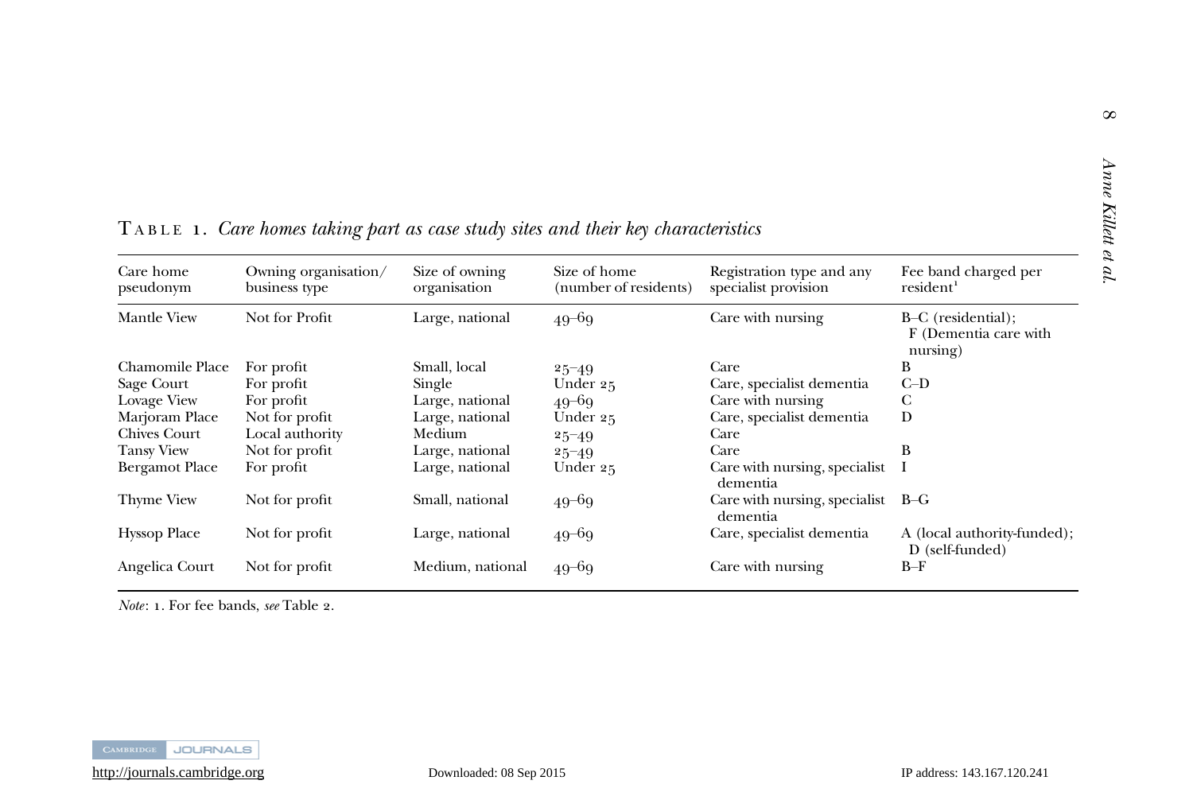TABLE 1. *Care homes taking part as case study sites and their key characteristics*

| Care home pseudonym | Owning organisation/ business type | Size of owning organisation | Size of home (number of residents) | Registration type and any specialist provision | Fee band charged per resident[1] |
|---|---|---|---|---|---|
| Mantle View | Not for Profit | Large, national | 49–69 | Care with nursing | B–C (residential); F (Dementia care with nursing) |
| Chamomile Place | For profit | Small, local | 25–49 | Care | B |
| Sage Court | For profit | Single | Under 25 | Care, specialist dementia | C–D |
| Lovage View | For profit | Large, national | 49–69 | Care with nursing | C |
| Marjoram Place | Not for profit | Large, national | Under 25 | Care, specialist dementia | D |
| Chives Court | Local authority | Medium | 25–49 | Care | |
| Tansy View | Not for profit | Large, national | 25–49 | Care | B |
| Bergamot Place | For profit | Large, national | Under 25 | Care with nursing, specialist dementia | I |
| Thyme View | Not for profit | Small, national | 49–69 | Care with nursing, specialist dementia | B–G |
| Hyssop Place | Not for profit | Large, national | 49–69 | Care, specialist dementia | A (local authority-funded); D (self-funded) |
| Angelica Court | Not for profit | Medium, national | 49–69 | Care with nursing | B–F |

*Note*: 1. For fee bands, *see* Table 2.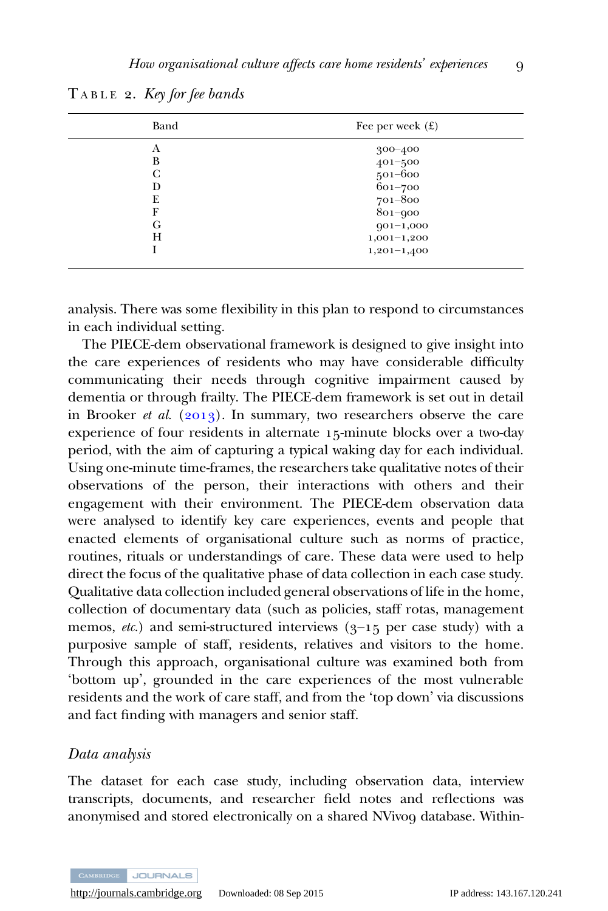TABLE 2. *Key for fee bands*

| Band | Fee per week (£) |
|---|---|
| A | 300–400 |
| B | 401–500 |
| C | 501–600 |
| D | 601–700 |
| E | 701–800 |
| F | 801–900 |
| G | 901–1,000 |
| H | 1,001–1,200 |
| I | 1,201–1,400 |

analysis. There was some flexibility in this plan to respond to circumstances in each individual setting.

The PIECE-dem observational framework is designed to give insight into the care experiences of residents who may have considerable difficulty communicating their needs through cognitive impairment caused by dementia or through frailty. The PIECE-dem framework is set out in detail in Brooker *et al.* (2013). In summary, two researchers observe the care experience of four residents in alternate 15-minute blocks over a two-day period, with the aim of capturing a typical waking day for each individual. Using one-minute time-frames, the researchers take qualitative notes of their observations of the person, their interactions with others and their engagement with their environment. The PIECE-dem observation data were analysed to identify key care experiences, events and people that enacted elements of organisational culture such as norms of practice, routines, rituals or understandings of care. These data were used to help direct the focus of the qualitative phase of data collection in each case study. Qualitative data collection included general observations of life in the home, collection of documentary data (such as policies, staff rotas, management memos, *etc.*) and semi-structured interviews (3–15 per case study) with a purposive sample of staff, residents, relatives and visitors to the home. Through this approach, organisational culture was examined both from 'bottom up', grounded in the care experiences of the most vulnerable residents and the work of care staff, and from the 'top down' via discussions and fact finding with managers and senior staff.

### *Data analysis*

The dataset for each case study, including observation data, interview transcripts, documents, and researcher field notes and reflections was anonymised and stored electronically on a shared NVivo9 database. Within-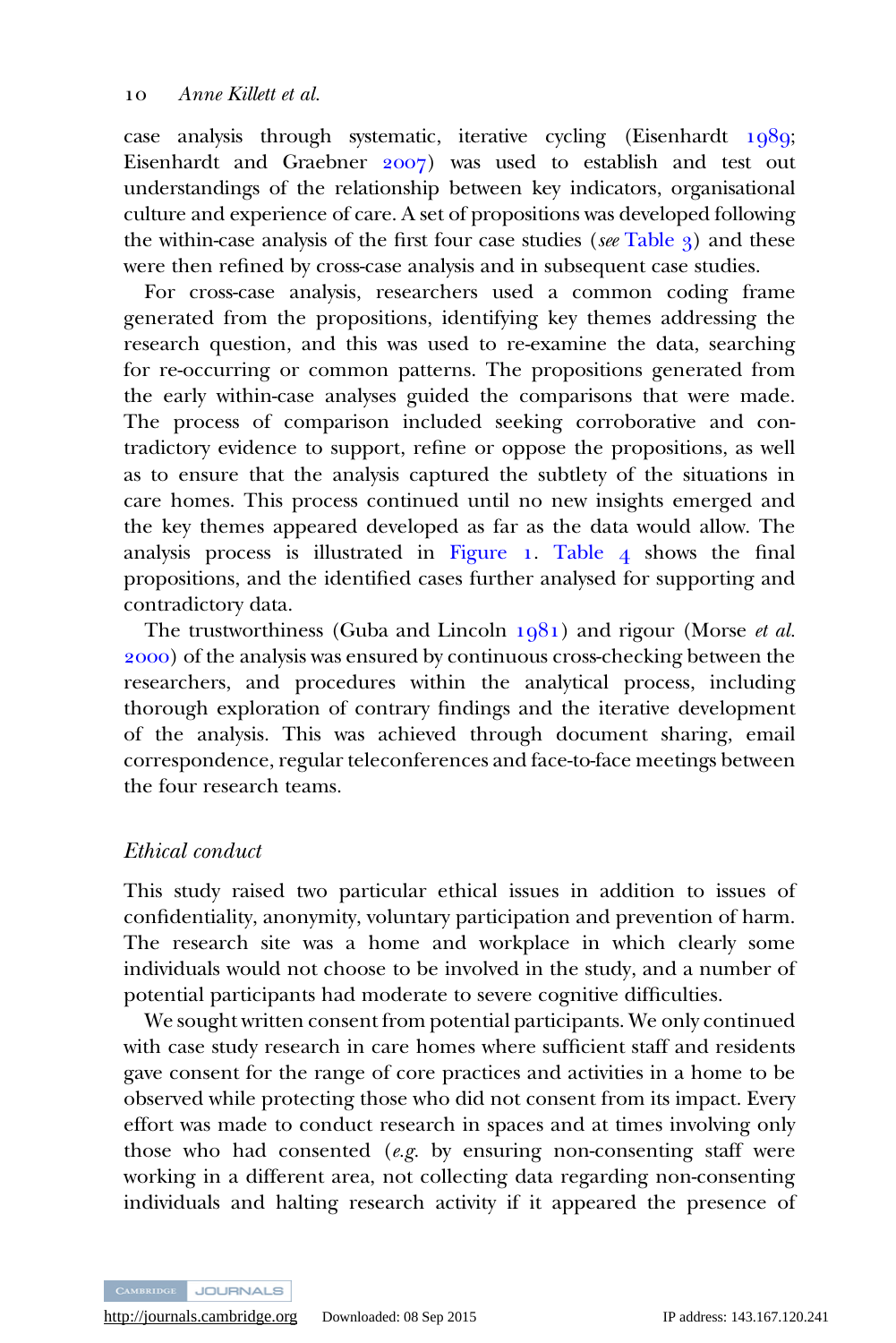case analysis through systematic, iterative cycling (Eisenhardt 1989; Eisenhardt and Graebner 2007) was used to establish and test out understandings of the relationship between key indicators, organisational culture and experience of care. A set of propositions was developed following the within-case analysis of the first four case studies (*see* Table 3) and these were then refined by cross-case analysis and in subsequent case studies.

For cross-case analysis, researchers used a common coding frame generated from the propositions, identifying key themes addressing the research question, and this was used to re-examine the data, searching for re-occurring or common patterns. The propositions generated from the early within-case analyses guided the comparisons that were made. The process of comparison included seeking corroborative and contradictory evidence to support, refine or oppose the propositions, as well as to ensure that the analysis captured the subtlety of the situations in care homes. This process continued until no new insights emerged and the key themes appeared developed as far as the data would allow. The analysis process is illustrated in Figure 1. Table 4 shows the final propositions, and the identified cases further analysed for supporting and contradictory data.

The trustworthiness (Guba and Lincoln 1981) and rigour (Morse *et al.* 2000) of the analysis was ensured by continuous cross-checking between the researchers, and procedures within the analytical process, including thorough exploration of contrary findings and the iterative development of the analysis. This was achieved through document sharing, email correspondence, regular teleconferences and face-to-face meetings between the four research teams.

### *Ethical conduct*

This study raised two particular ethical issues in addition to issues of confidentiality, anonymity, voluntary participation and prevention of harm. The research site was a home and workplace in which clearly some individuals would not choose to be involved in the study, and a number of potential participants had moderate to severe cognitive difficulties.

We sought written consent from potential participants. We only continued with case study research in care homes where sufficient staff and residents gave consent for the range of core practices and activities in a home to be observed while protecting those who did not consent from its impact. Every effort was made to conduct research in spaces and at times involving only those who had consented (*e.g.* by ensuring non-consenting staff were working in a different area, not collecting data regarding non-consenting individuals and halting research activity if it appeared the presence of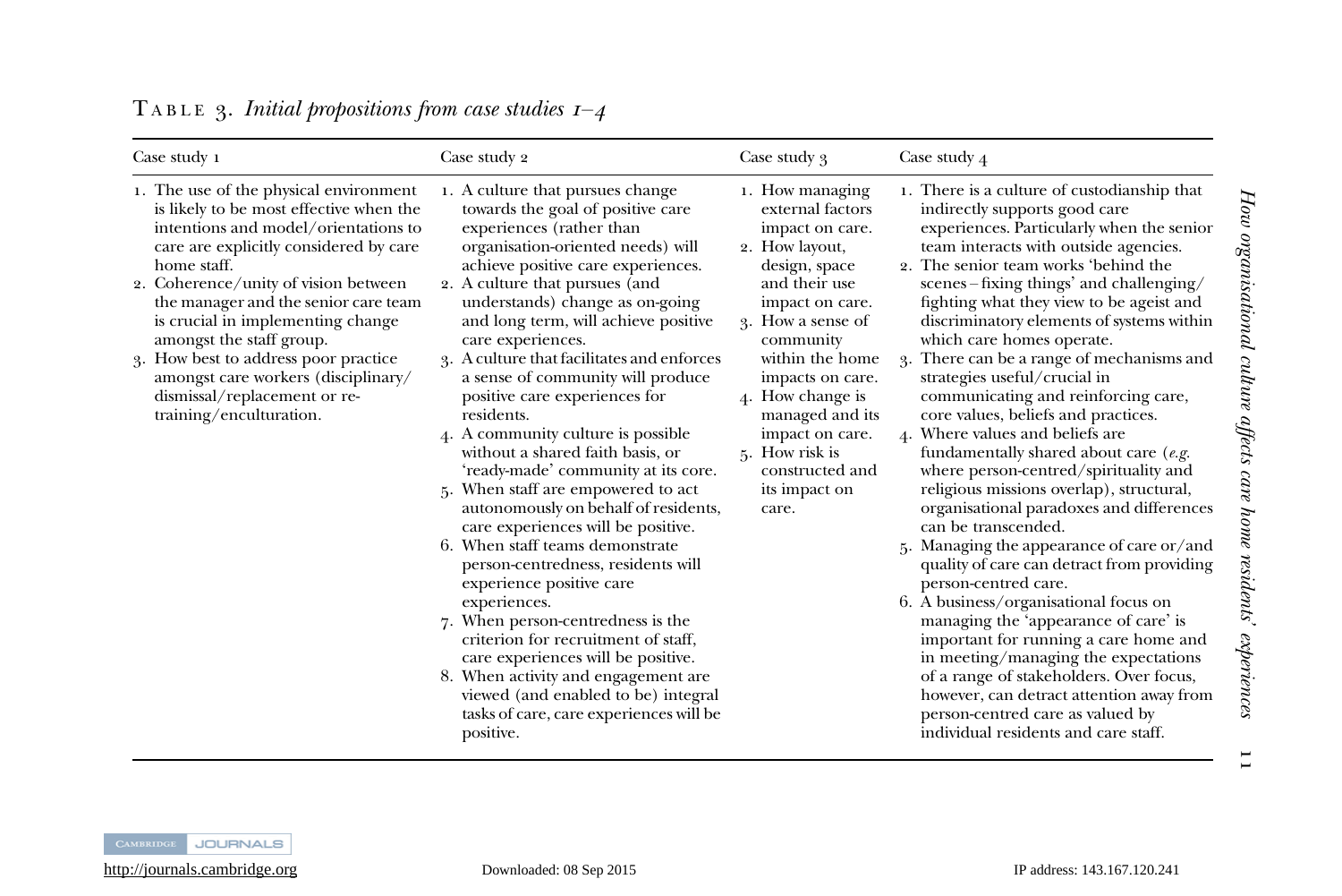TABLE 3. *Initial propositions from case studies 1–4*

| Case study 1 | Case study 2 | Case study 3 | Case study 4 |
|---|---|---|---|
| 1. The use of the physical environment is likely to be most effective when the intentions and model/orientations to care are explicitly considered by care home staff.<br>2. Coherence/unity of vision between the manager and the senior care team is crucial in implementing change amongst the staff group.<br>3. How best to address poor practice amongst care workers (disciplinary/dismissal/replacement or re-training/enculturation. | 1. A culture that pursues change towards the goal of positive care experiences (rather than organisation-oriented needs) will achieve positive care experiences.<br>2. A culture that pursues (and understands) change as on-going and long term, will achieve positive care experiences.<br>3. A culture that facilitates and enforces a sense of community will produce positive care experiences for residents.<br>4. A community culture is possible without a shared faith basis, or 'ready-made' community at its core.<br>5. When staff are empowered to act autonomously on behalf of residents, care experiences will be positive.<br>6. When staff teams demonstrate person-centredness, residents will experience positive care experiences.<br>7. When person-centredness is the criterion for recruitment of staff, care experiences will be positive.<br>8. When activity and engagement are viewed (and enabled to be) integral tasks of care, care experiences will be positive. | 1. How managing external factors impact on care.<br>2. How layout, design, space and their use impact on care.<br>3. How a sense of community within the home impacts on care.<br>4. How change is managed and its impact on care.<br>5. How risk is constructed and its impact on care. | 1. There is a culture of custodianship that indirectly supports good care experiences. Particularly when the senior team interacts with outside agencies.<br>2. The senior team works 'behind the scenes – fixing things' and challenging/fighting what they view to be ageist and discriminatory elements of systems within which care homes operate.<br>3. There can be a range of mechanisms and strategies useful/crucial in communicating and reinforcing care, core values, beliefs and practices.<br>4. Where values and beliefs are fundamentally shared about care (*e.g.* where person-centred/spirituality and religious missions overlap), structural, organisational paradoxes and differences can be transcended.<br>5. Managing the appearance of care or/and quality of care can detract from providing person-centred care.<br>6. A business/organisational focus on managing the 'appearance of care' is important for running a care home and in meeting/managing the expectations of a range of stakeholders. Over focus, however, can detract attention away from person-centred care as valued by individual residents and care staff. |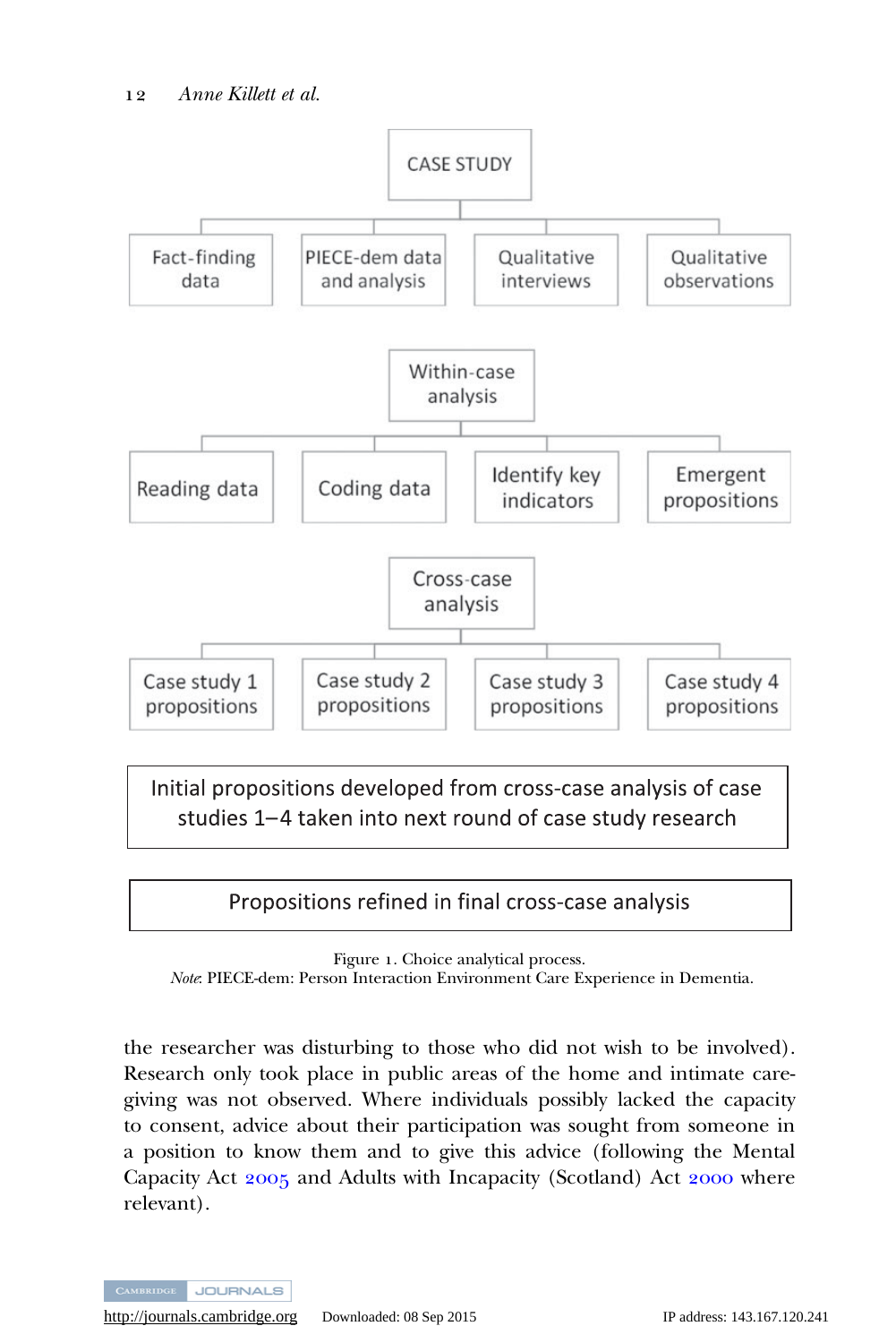CASE STUDY

- Fact-finding data
- PIECE-dem data and analysis
- Qualitative interviews
- Qualitative observations

Within-case analysis

- Reading data
- Coding data
- Identify key indicators
- Emergent propositions

Cross-case analysis

- Case study 1 propositions
- Case study 2 propositions
- Case study 3 propositions
- Case study 4 propositions

Initial propositions developed from cross-case analysis of case studies 1–4 taken into next round of case study research

Propositions refined in final cross-case analysis

Figure 1. Choice analytical process.
*Note*: PIECE-dem: Person Interaction Environment Care Experience in Dementia.

the researcher was disturbing to those who did not wish to be involved). Research only took place in public areas of the home and intimate care-giving was not observed. Where individuals possibly lacked the capacity to consent, advice about their participation was sought from someone in a position to know them and to give this advice (following the Mental Capacity Act 2005 and Adults with Incapacity (Scotland) Act 2000 where relevant).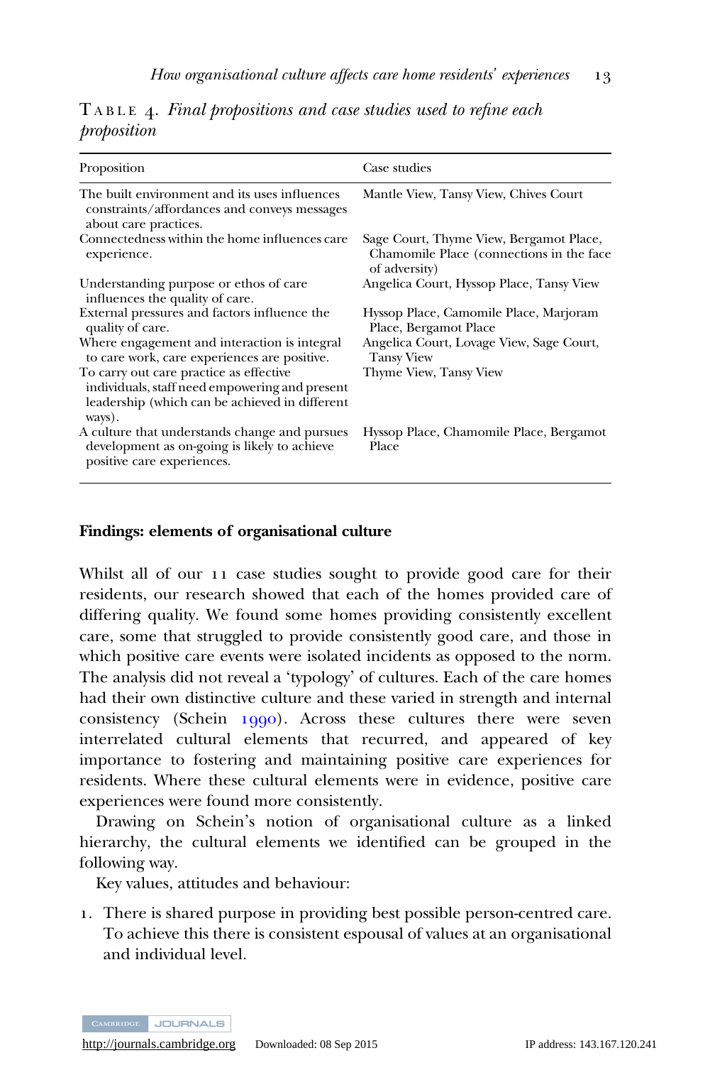TABLE 4. *Final propositions and case studies used to refine each proposition*

| Proposition | Case studies |
| --- | --- |
| The built environment and its uses influences constraints/affordances and conveys messages about care practices. | Mantle View, Tansy View, Chives Court |
| Connectedness within the home influences care experience. | Sage Court, Thyme View, Bergamot Place, Chamomile Place (connections in the face of adversity) |
| Understanding purpose or ethos of care influences the quality of care. | Angelica Court, Hyssop Place, Tansy View |
| External pressures and factors influence the quality of care. | Hyssop Place, Camomile Place, Marjoram Place, Bergamot Place |
| Where engagement and interaction is integral to care work, care experiences are positive. | Angelica Court, Lovage View, Sage Court, Tansy View |
| To carry out care practice as effective individuals, staff need empowering and present leadership (which can be achieved in different ways). | Thyme View, Tansy View |
| A culture that understands change and pursues development as on-going is likely to achieve positive care experiences. | Hyssop Place, Chamomile Place, Bergamot Place |

**Findings: elements of organisational culture**

Whilst all of our 11 case studies sought to provide good care for their residents, our research showed that each of the homes provided care of differing quality. We found some homes providing consistently excellent care, some that struggled to provide consistently good care, and those in which positive care events were isolated incidents as opposed to the norm. The analysis did not reveal a 'typology' of cultures. Each of the care homes had their own distinctive culture and these varied in strength and internal consistency (Schein 1990). Across these cultures there were seven interrelated cultural elements that recurred, and appeared of key importance to fostering and maintaining positive care experiences for residents. Where these cultural elements were in evidence, positive care experiences were found more consistently.

Drawing on Schein's notion of organisational culture as a linked hierarchy, the cultural elements we identified can be grouped in the following way.

Key values, attitudes and behaviour:

1. There is shared purpose in providing best possible person-centred care. To achieve this there is consistent espousal of values at an organisational and individual level.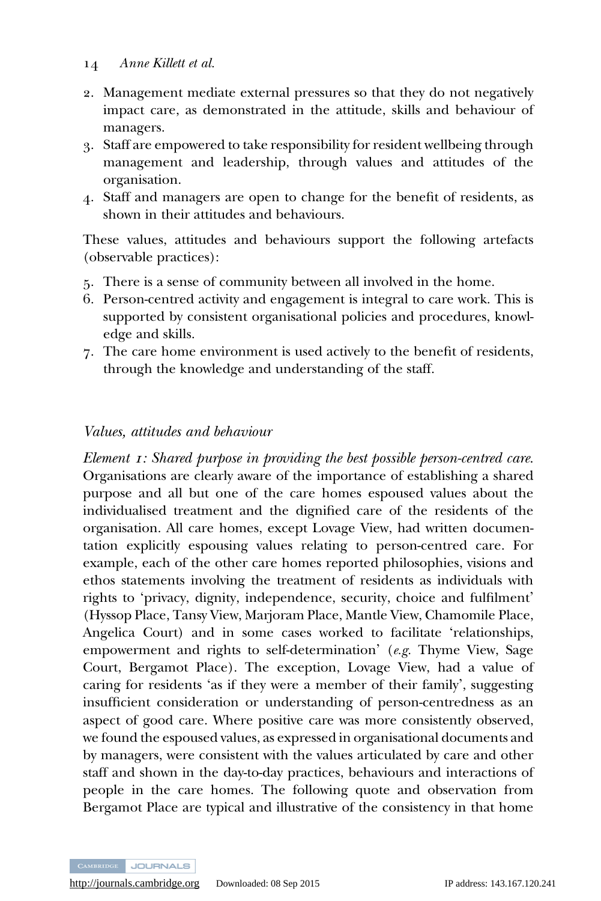2. Management mediate external pressures so that they do not negatively impact care, as demonstrated in the attitude, skills and behaviour of managers.
3. Staff are empowered to take responsibility for resident wellbeing through management and leadership, through values and attitudes of the organisation.
4. Staff and managers are open to change for the benefit of residents, as shown in their attitudes and behaviours.

These values, attitudes and behaviours support the following artefacts (observable practices):

5. There is a sense of community between all involved in the home.
6. Person-centred activity and engagement is integral to care work. This is supported by consistent organisational policies and procedures, knowledge and skills.
7. The care home environment is used actively to the benefit of residents, through the knowledge and understanding of the staff.

### *Values, attitudes and behaviour*

*Element 1: Shared purpose in providing the best possible person-centred care.* Organisations are clearly aware of the importance of establishing a shared purpose and all but one of the care homes espoused values about the individualised treatment and the dignified care of the residents of the organisation. All care homes, except Lovage View, had written documentation explicitly espousing values relating to person-centred care. For example, each of the other care homes reported philosophies, visions and ethos statements involving the treatment of residents as individuals with rights to 'privacy, dignity, independence, security, choice and fulfilment' (Hyssop Place, Tansy View, Marjoram Place, Mantle View, Chamomile Place, Angelica Court) and in some cases worked to facilitate 'relationships, empowerment and rights to self-determination' (*e.g.* Thyme View, Sage Court, Bergamot Place). The exception, Lovage View, had a value of caring for residents 'as if they were a member of their family', suggesting insufficient consideration or understanding of person-centredness as an aspect of good care. Where positive care was more consistently observed, we found the espoused values, as expressed in organisational documents and by managers, were consistent with the values articulated by care and other staff and shown in the day-to-day practices, behaviours and interactions of people in the care homes. The following quote and observation from Bergamot Place are typical and illustrative of the consistency in that home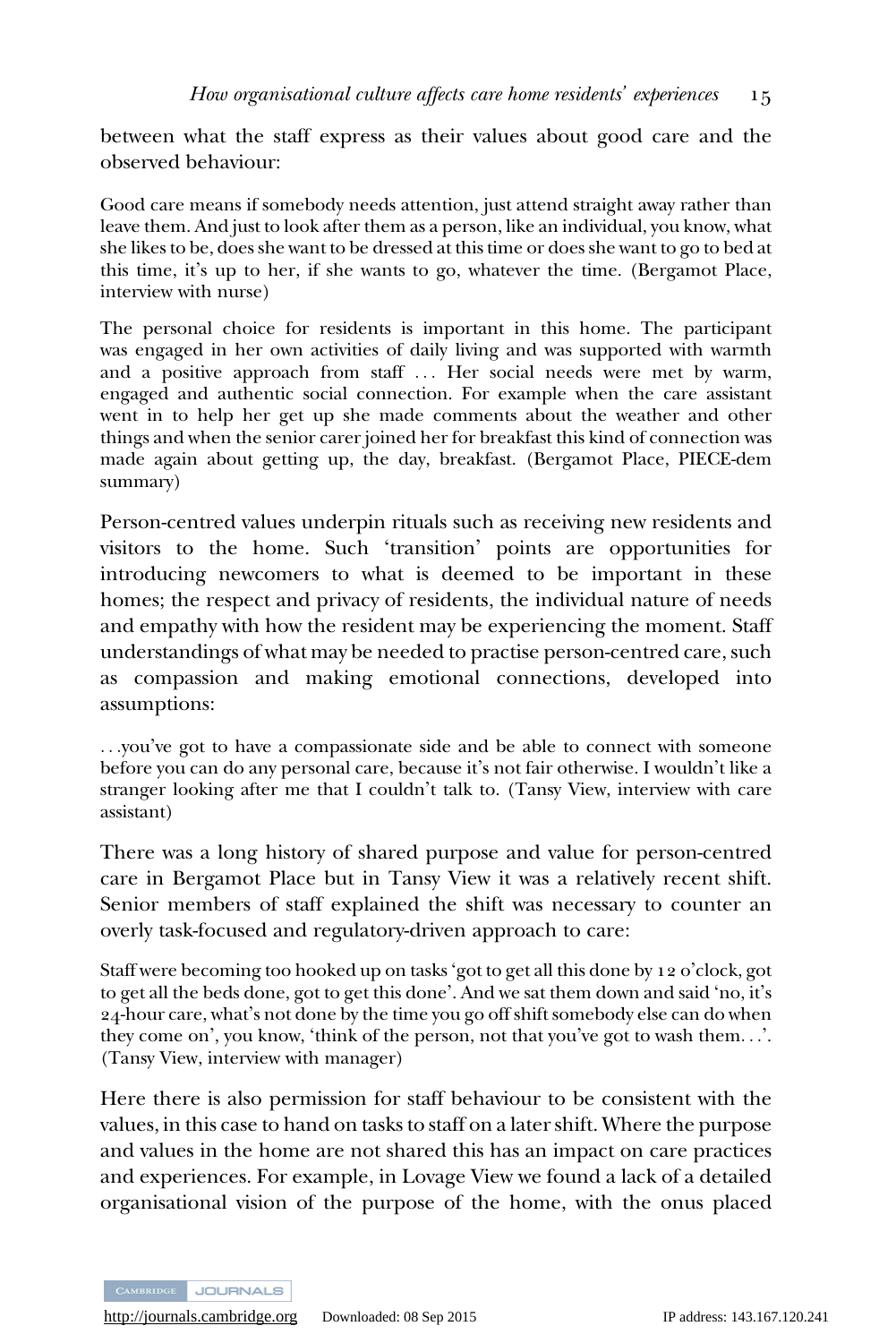between what the staff express as their values about good care and the observed behaviour:

> Good care means if somebody needs attention, just attend straight away rather than leave them. And just to look after them as a person, like an individual, you know, what she likes to be, does she want to be dressed at this time or does she want to go to bed at this time, it's up to her, if she wants to go, whatever the time. (Bergamot Place, interview with nurse)

> The personal choice for residents is important in this home. The participant was engaged in her own activities of daily living and was supported with warmth and a positive approach from staff … Her social needs were met by warm, engaged and authentic social connection. For example when the care assistant went in to help her get up she made comments about the weather and other things and when the senior carer joined her for breakfast this kind of connection was made again about getting up, the day, breakfast. (Bergamot Place, PIECE-dem summary)

Person-centred values underpin rituals such as receiving new residents and visitors to the home. Such 'transition' points are opportunities for introducing newcomers to what is deemed to be important in these homes; the respect and privacy of residents, the individual nature of needs and empathy with how the resident may be experiencing the moment. Staff understandings of what may be needed to practise person-centred care, such as compassion and making emotional connections, developed into assumptions:

> …you've got to have a compassionate side and be able to connect with someone before you can do any personal care, because it's not fair otherwise. I wouldn't like a stranger looking after me that I couldn't talk to. (Tansy View, interview with care assistant)

There was a long history of shared purpose and value for person-centred care in Bergamot Place but in Tansy View it was a relatively recent shift. Senior members of staff explained the shift was necessary to counter an overly task-focused and regulatory-driven approach to care:

> Staff were becoming too hooked up on tasks 'got to get all this done by 12 o'clock, got to get all the beds done, got to get this done'. And we sat them down and said 'no, it's 24-hour care, what's not done by the time you go off shift somebody else can do when they come on', you know, 'think of the person, not that you've got to wash them…'. (Tansy View, interview with manager)

Here there is also permission for staff behaviour to be consistent with the values, in this case to hand on tasks to staff on a later shift. Where the purpose and values in the home are not shared this has an impact on care practices and experiences. For example, in Lovage View we found a lack of a detailed organisational vision of the purpose of the home, with the onus placed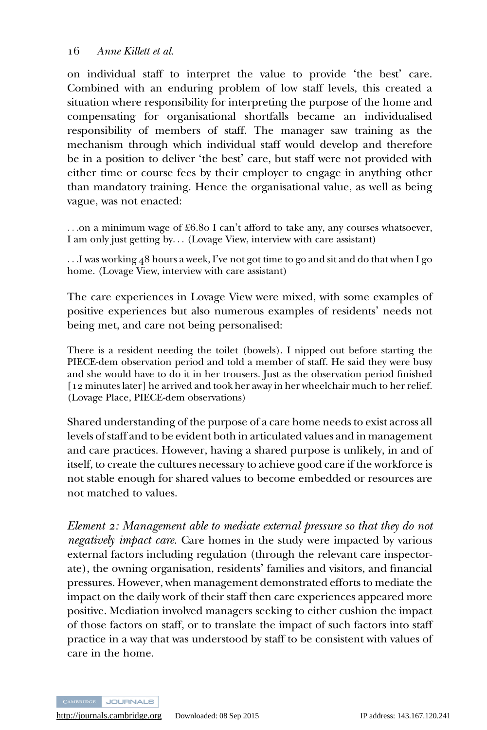on individual staff to interpret the value to provide 'the best' care. Combined with an enduring problem of low staff levels, this created a situation where responsibility for interpreting the purpose of the home and compensating for organisational shortfalls became an individualised responsibility of members of staff. The manager saw training as the mechanism through which individual staff would develop and therefore be in a position to deliver 'the best' care, but staff were not provided with either time or course fees by their employer to engage in anything other than mandatory training. Hence the organisational value, as well as being vague, was not enacted:

> …on a minimum wage of £6.80 I can't afford to take any, any courses whatsoever, I am only just getting by… (Lovage View, interview with care assistant)

> …I was working 48 hours a week, I've not got time to go and sit and do that when I go home. (Lovage View, interview with care assistant)

The care experiences in Lovage View were mixed, with some examples of positive experiences but also numerous examples of residents' needs not being met, and care not being personalised:

> There is a resident needing the toilet (bowels). I nipped out before starting the PIECE-dem observation period and told a member of staff. He said they were busy and she would have to do it in her trousers. Just as the observation period finished [12 minutes later] he arrived and took her away in her wheelchair much to her relief. (Lovage Place, PIECE-dem observations)

Shared understanding of the purpose of a care home needs to exist across all levels of staff and to be evident both in articulated values and in management and care practices. However, having a shared purpose is unlikely, in and of itself, to create the cultures necessary to achieve good care if the workforce is not stable enough for shared values to become embedded or resources are not matched to values.

*Element 2: Management able to mediate external pressure so that they do not negatively impact care.* Care homes in the study were impacted by various external factors including regulation (through the relevant care inspectorate), the owning organisation, residents' families and visitors, and financial pressures. However, when management demonstrated efforts to mediate the impact on the daily work of their staff then care experiences appeared more positive. Mediation involved managers seeking to either cushion the impact of those factors on staff, or to translate the impact of such factors into staff practice in a way that was understood by staff to be consistent with values of care in the home.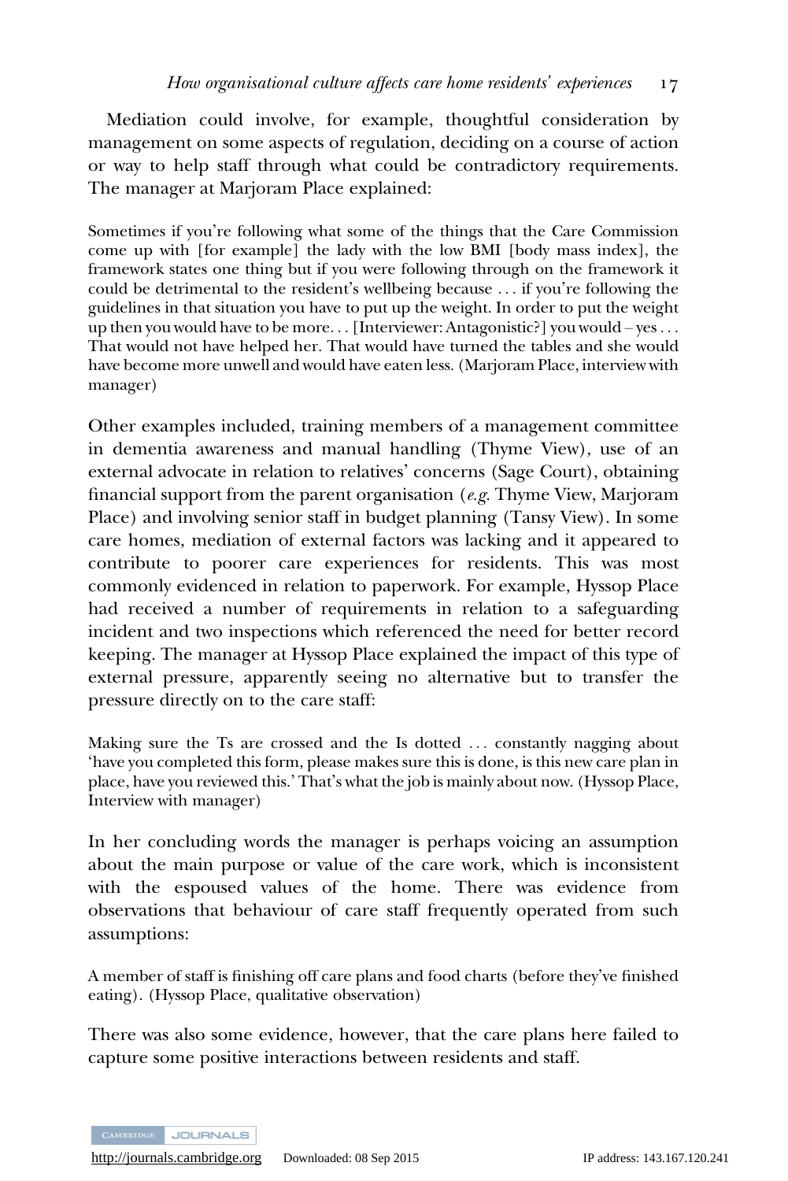Mediation could involve, for example, thoughtful consideration by management on some aspects of regulation, deciding on a course of action or way to help staff through what could be contradictory requirements. The manager at Marjoram Place explained:

> Sometimes if you're following what some of the things that the Care Commission come up with [for example] the lady with the low BMI [body mass index], the framework states one thing but if you were following through on the framework it could be detrimental to the resident's wellbeing because … if you're following the guidelines in that situation you have to put up the weight. In order to put the weight up then you would have to be more… [Interviewer: Antagonistic?] you would – yes … That would not have helped her. That would have turned the tables and she would have become more unwell and would have eaten less. (Marjoram Place, interview with manager)

Other examples included, training members of a management committee in dementia awareness and manual handling (Thyme View), use of an external advocate in relation to relatives' concerns (Sage Court), obtaining financial support from the parent organisation (*e.g.* Thyme View, Marjoram Place) and involving senior staff in budget planning (Tansy View). In some care homes, mediation of external factors was lacking and it appeared to contribute to poorer care experiences for residents. This was most commonly evidenced in relation to paperwork. For example, Hyssop Place had received a number of requirements in relation to a safeguarding incident and two inspections which referenced the need for better record keeping. The manager at Hyssop Place explained the impact of this type of external pressure, apparently seeing no alternative but to transfer the pressure directly on to the care staff:

> Making sure the Ts are crossed and the Is dotted … constantly nagging about 'have you completed this form, please makes sure this is done, is this new care plan in place, have you reviewed this.' That's what the job is mainly about now. (Hyssop Place, Interview with manager)

In her concluding words the manager is perhaps voicing an assumption about the main purpose or value of the care work, which is inconsistent with the espoused values of the home. There was evidence from observations that behaviour of care staff frequently operated from such assumptions:

> A member of staff is finishing off care plans and food charts (before they've finished eating). (Hyssop Place, qualitative observation)

There was also some evidence, however, that the care plans here failed to capture some positive interactions between residents and staff.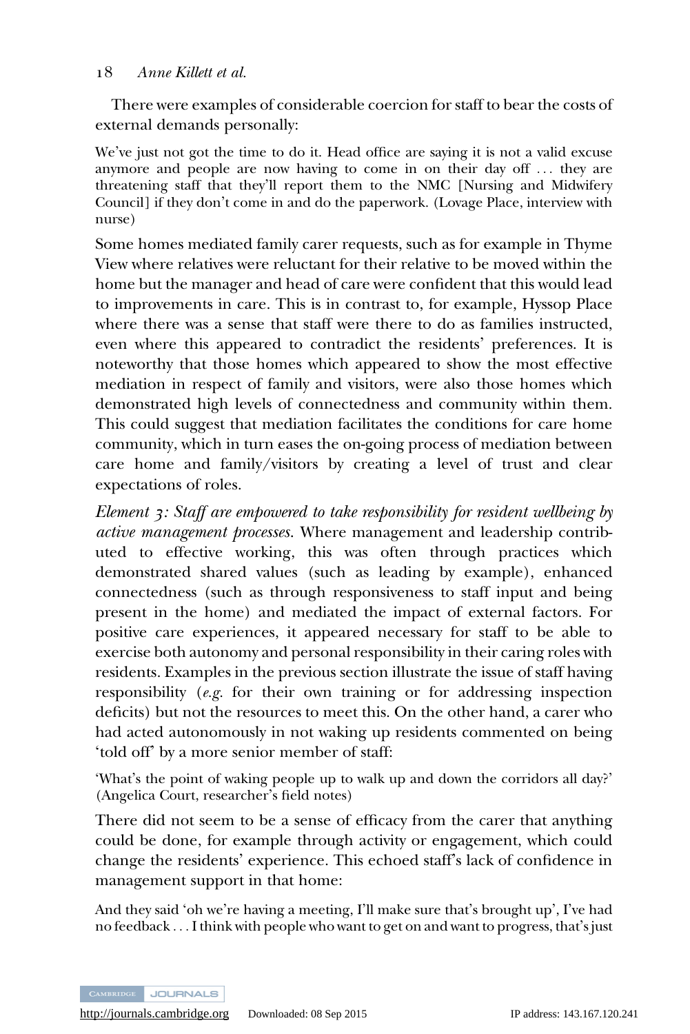There were examples of considerable coercion for staff to bear the costs of external demands personally:

> We've just not got the time to do it. Head office are saying it is not a valid excuse anymore and people are now having to come in on their day off ... they are threatening staff that they'll report them to the NMC [Nursing and Midwifery Council] if they don't come in and do the paperwork. (Lovage Place, interview with nurse)

Some homes mediated family carer requests, such as for example in Thyme View where relatives were reluctant for their relative to be moved within the home but the manager and head of care were confident that this would lead to improvements in care. This is in contrast to, for example, Hyssop Place where there was a sense that staff were there to do as families instructed, even where this appeared to contradict the residents' preferences. It is noteworthy that those homes which appeared to show the most effective mediation in respect of family and visitors, were also those homes which demonstrated high levels of connectedness and community within them. This could suggest that mediation facilitates the conditions for care home community, which in turn eases the on-going process of mediation between care home and family/visitors by creating a level of trust and clear expectations of roles.

*Element 3: Staff are empowered to take responsibility for resident wellbeing by active management processes.* Where management and leadership contributed to effective working, this was often through practices which demonstrated shared values (such as leading by example), enhanced connectedness (such as through responsiveness to staff input and being present in the home) and mediated the impact of external factors. For positive care experiences, it appeared necessary for staff to be able to exercise both autonomy and personal responsibility in their caring roles with residents. Examples in the previous section illustrate the issue of staff having responsibility (*e.g.* for their own training or for addressing inspection deficits) but not the resources to meet this. On the other hand, a carer who had acted autonomously in not waking up residents commented on being 'told off' by a more senior member of staff:

> 'What's the point of waking people up to walk up and down the corridors all day?' (Angelica Court, researcher's field notes)

There did not seem to be a sense of efficacy from the carer that anything could be done, for example through activity or engagement, which could change the residents' experience. This echoed staff's lack of confidence in management support in that home:

> And they said 'oh we're having a meeting, I'll make sure that's brought up', I've had no feedback ... I think with people who want to get on and want to progress, that's just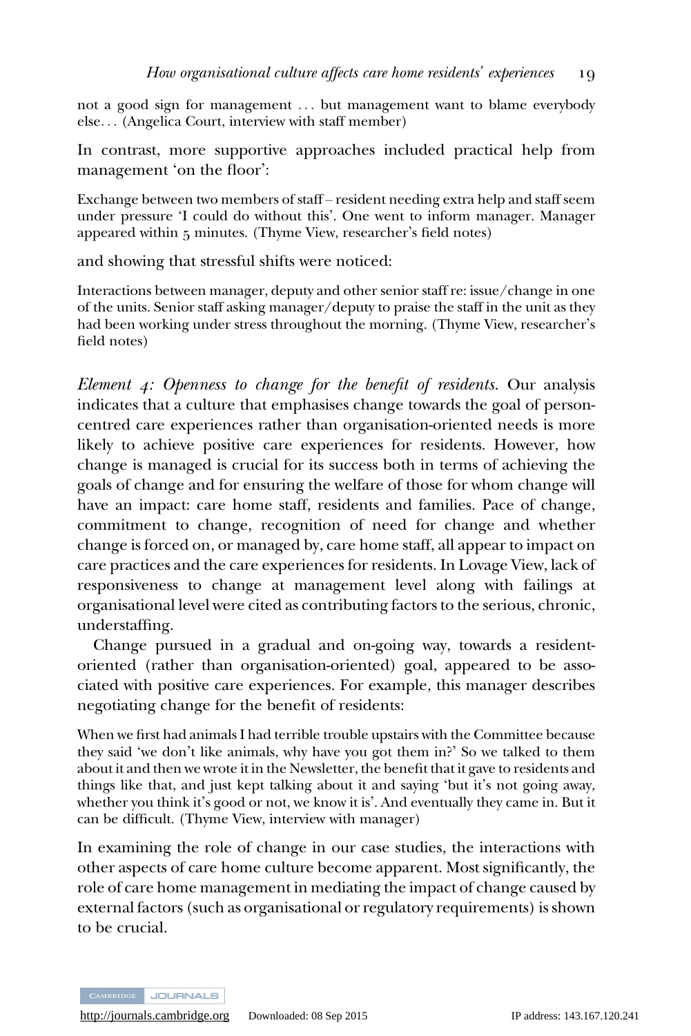not a good sign for management … but management want to blame everybody else… (Angelica Court, interview with staff member)

In contrast, more supportive approaches included practical help from management 'on the floor':

Exchange between two members of staff – resident needing extra help and staff seem under pressure 'I could do without this'. One went to inform manager. Manager appeared within 5 minutes. (Thyme View, researcher's field notes)

and showing that stressful shifts were noticed:

Interactions between manager, deputy and other senior staff re: issue/change in one of the units. Senior staff asking manager/deputy to praise the staff in the unit as they had been working under stress throughout the morning. (Thyme View, researcher's field notes)

*Element 4: Openness to change for the benefit of residents.* Our analysis indicates that a culture that emphasises change towards the goal of person-centred care experiences rather than organisation-oriented needs is more likely to achieve positive care experiences for residents. However, how change is managed is crucial for its success both in terms of achieving the goals of change and for ensuring the welfare of those for whom change will have an impact: care home staff, residents and families. Pace of change, commitment to change, recognition of need for change and whether change is forced on, or managed by, care home staff, all appear to impact on care practices and the care experiences for residents. In Lovage View, lack of responsiveness to change at management level along with failings at organisational level were cited as contributing factors to the serious, chronic, understaffing.

Change pursued in a gradual and on-going way, towards a resident-oriented (rather than organisation-oriented) goal, appeared to be associated with positive care experiences. For example, this manager describes negotiating change for the benefit of residents:

When we first had animals I had terrible trouble upstairs with the Committee because they said 'we don't like animals, why have you got them in?' So we talked to them about it and then we wrote it in the Newsletter, the benefit that it gave to residents and things like that, and just kept talking about it and saying 'but it's not going away, whether you think it's good or not, we know it is'. And eventually they came in. But it can be difficult. (Thyme View, interview with manager)

In examining the role of change in our case studies, the interactions with other aspects of care home culture become apparent. Most significantly, the role of care home management in mediating the impact of change caused by external factors (such as organisational or regulatory requirements) is shown to be crucial.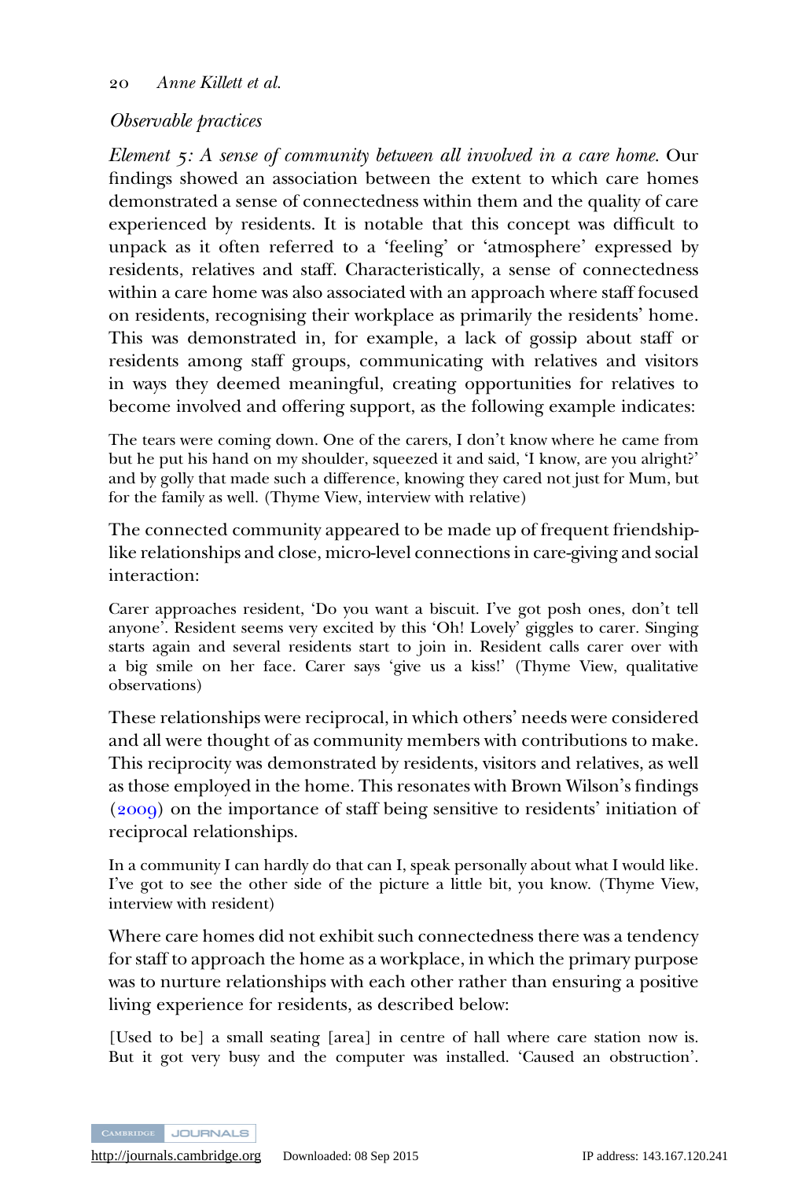*Observable practices*

*Element 5: A sense of community between all involved in a care home.* Our findings showed an association between the extent to which care homes demonstrated a sense of connectedness within them and the quality of care experienced by residents. It is notable that this concept was difficult to unpack as it often referred to a 'feeling' or 'atmosphere' expressed by residents, relatives and staff. Characteristically, a sense of connectedness within a care home was also associated with an approach where staff focused on residents, recognising their workplace as primarily the residents' home. This was demonstrated in, for example, a lack of gossip about staff or residents among staff groups, communicating with relatives and visitors in ways they deemed meaningful, creating opportunities for relatives to become involved and offering support, as the following example indicates:

> The tears were coming down. One of the carers, I don't know where he came from but he put his hand on my shoulder, squeezed it and said, 'I know, are you alright?' and by golly that made such a difference, knowing they cared not just for Mum, but for the family as well. (Thyme View, interview with relative)

The connected community appeared to be made up of frequent friendship-like relationships and close, micro-level connections in care-giving and social interaction:

> Carer approaches resident, 'Do you want a biscuit. I've got posh ones, don't tell anyone'. Resident seems very excited by this 'Oh! Lovely' giggles to carer. Singing starts again and several residents start to join in. Resident calls carer over with a big smile on her face. Carer says 'give us a kiss!' (Thyme View, qualitative observations)

These relationships were reciprocal, in which others' needs were considered and all were thought of as community members with contributions to make. This reciprocity was demonstrated by residents, visitors and relatives, as well as those employed in the home. This resonates with Brown Wilson's findings (2009) on the importance of staff being sensitive to residents' initiation of reciprocal relationships.

> In a community I can hardly do that can I, speak personally about what I would like. I've got to see the other side of the picture a little bit, you know. (Thyme View, interview with resident)

Where care homes did not exhibit such connectedness there was a tendency for staff to approach the home as a workplace, in which the primary purpose was to nurture relationships with each other rather than ensuring a positive living experience for residents, as described below:

> [Used to be] a small seating [area] in centre of hall where care station now is. But it got very busy and the computer was installed. 'Caused an obstruction'.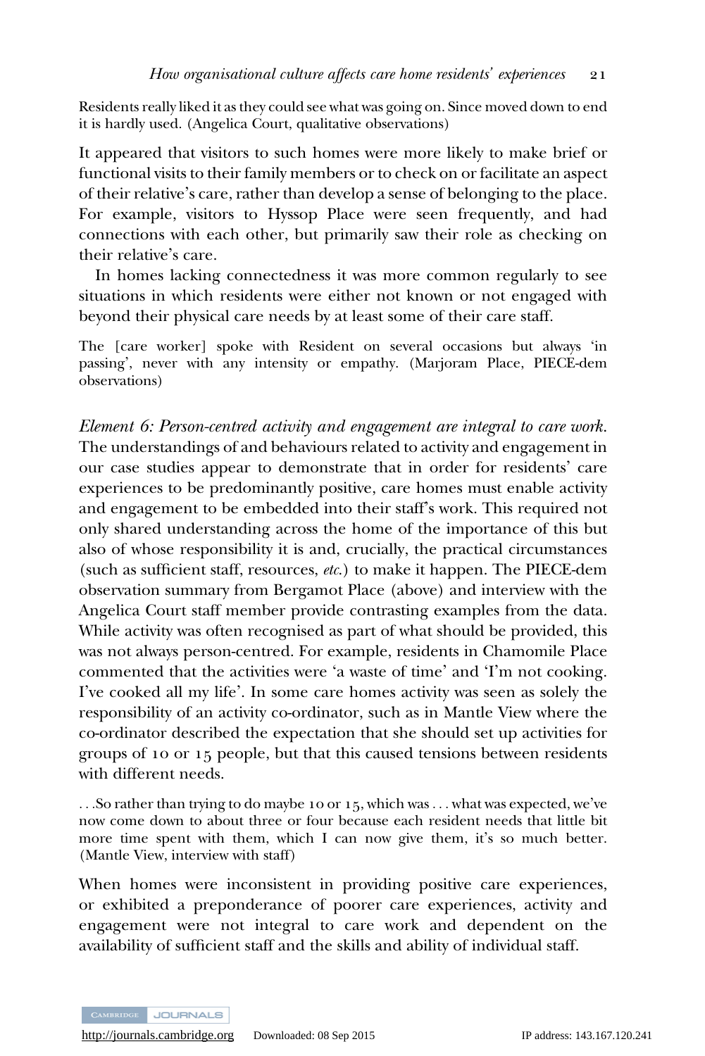Residents really liked it as they could see what was going on. Since moved down to end it is hardly used. (Angelica Court, qualitative observations)

It appeared that visitors to such homes were more likely to make brief or functional visits to their family members or to check on or facilitate an aspect of their relative's care, rather than develop a sense of belonging to the place. For example, visitors to Hyssop Place were seen frequently, and had connections with each other, but primarily saw their role as checking on their relative's care.

In homes lacking connectedness it was more common regularly to see situations in which residents were either not known or not engaged with beyond their physical care needs by at least some of their care staff.

The [care worker] spoke with Resident on several occasions but always 'in passing', never with any intensity or empathy. (Marjoram Place, PIECE-dem observations)

*Element 6: Person-centred activity and engagement are integral to care work.* The understandings of and behaviours related to activity and engagement in our case studies appear to demonstrate that in order for residents' care experiences to be predominantly positive, care homes must enable activity and engagement to be embedded into their staff's work. This required not only shared understanding across the home of the importance of this but also of whose responsibility it is and, crucially, the practical circumstances (such as sufficient staff, resources, *etc.*) to make it happen. The PIECE-dem observation summary from Bergamot Place (above) and interview with the Angelica Court staff member provide contrasting examples from the data. While activity was often recognised as part of what should be provided, this was not always person-centred. For example, residents in Chamomile Place commented that the activities were 'a waste of time' and 'I'm not cooking. I've cooked all my life'. In some care homes activity was seen as solely the responsibility of an activity co-ordinator, such as in Mantle View where the co-ordinator described the expectation that she should set up activities for groups of 10 or 15 people, but that this caused tensions between residents with different needs.

. . .So rather than trying to do maybe 10 or 15, which was . . . what was expected, we've now come down to about three or four because each resident needs that little bit more time spent with them, which I can now give them, it's so much better. (Mantle View, interview with staff)

When homes were inconsistent in providing positive care experiences, or exhibited a preponderance of poorer care experiences, activity and engagement were not integral to care work and dependent on the availability of sufficient staff and the skills and ability of individual staff.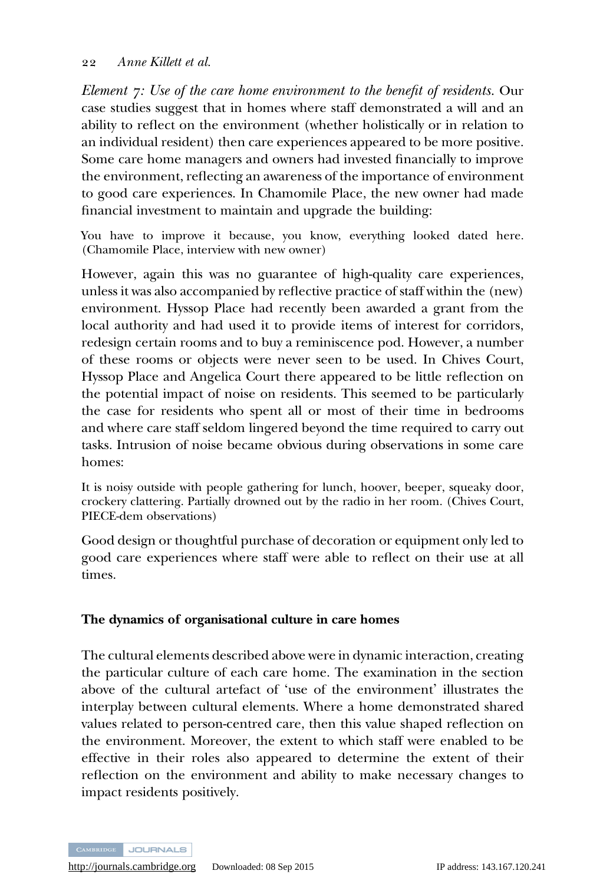*Element 7: Use of the care home environment to the benefit of residents.* Our case studies suggest that in homes where staff demonstrated a will and an ability to reflect on the environment (whether holistically or in relation to an individual resident) then care experiences appeared to be more positive. Some care home managers and owners had invested financially to improve the environment, reflecting an awareness of the importance of environment to good care experiences. In Chamomile Place, the new owner had made financial investment to maintain and upgrade the building:

> You have to improve it because, you know, everything looked dated here. (Chamomile Place, interview with new owner)

However, again this was no guarantee of high-quality care experiences, unless it was also accompanied by reflective practice of staff within the (new) environment. Hyssop Place had recently been awarded a grant from the local authority and had used it to provide items of interest for corridors, redesign certain rooms and to buy a reminiscence pod. However, a number of these rooms or objects were never seen to be used. In Chives Court, Hyssop Place and Angelica Court there appeared to be little reflection on the potential impact of noise on residents. This seemed to be particularly the case for residents who spent all or most of their time in bedrooms and where care staff seldom lingered beyond the time required to carry out tasks. Intrusion of noise became obvious during observations in some care homes:

> It is noisy outside with people gathering for lunch, hoover, beeper, squeaky door, crockery clattering. Partially drowned out by the radio in her room. (Chives Court, PIECE-dem observations)

Good design or thoughtful purchase of decoration or equipment only led to good care experiences where staff were able to reflect on their use at all times.

## The dynamics of organisational culture in care homes

The cultural elements described above were in dynamic interaction, creating the particular culture of each care home. The examination in the section above of the cultural artefact of 'use of the environment' illustrates the interplay between cultural elements. Where a home demonstrated shared values related to person-centred care, then this value shaped reflection on the environment. Moreover, the extent to which staff were enabled to be effective in their roles also appeared to determine the extent of their reflection on the environment and ability to make necessary changes to impact residents positively.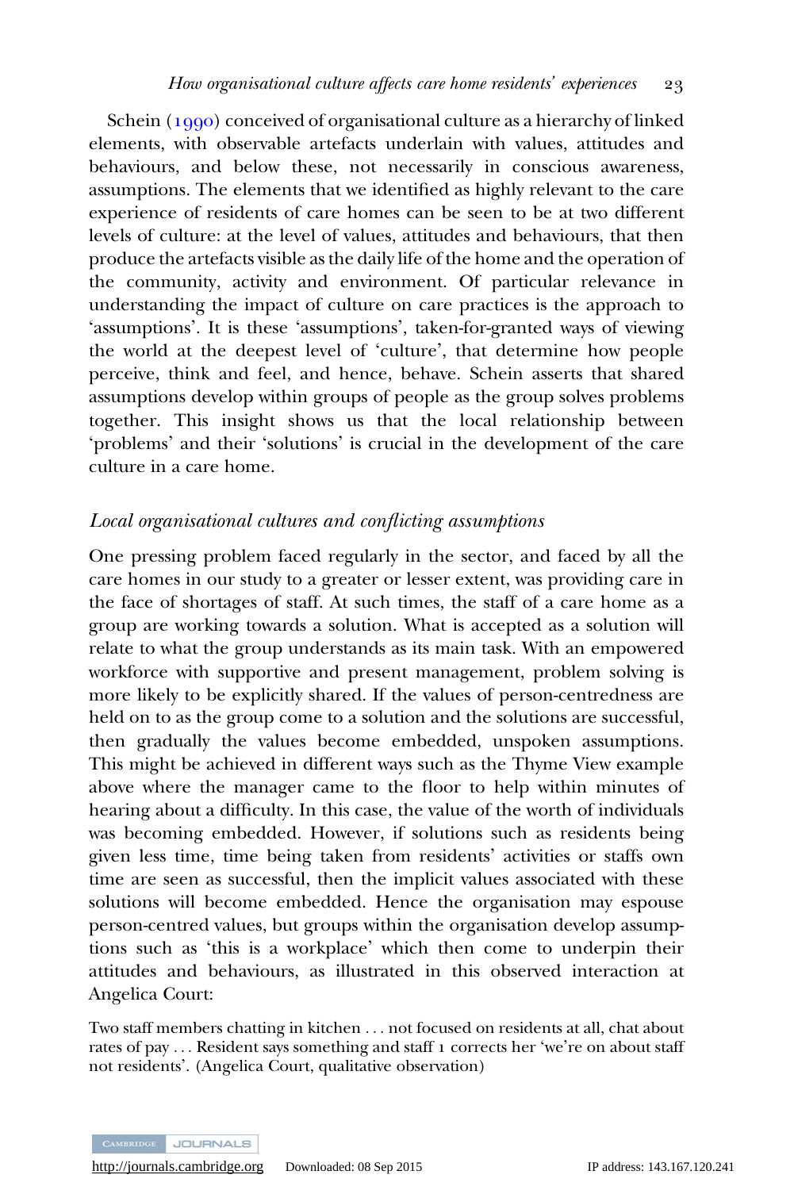Schein (1990) conceived of organisational culture as a hierarchy of linked elements, with observable artefacts underlain with values, attitudes and behaviours, and below these, not necessarily in conscious awareness, assumptions. The elements that we identified as highly relevant to the care experience of residents of care homes can be seen to be at two different levels of culture: at the level of values, attitudes and behaviours, that then produce the artefacts visible as the daily life of the home and the operation of the community, activity and environment. Of particular relevance in understanding the impact of culture on care practices is the approach to 'assumptions'. It is these 'assumptions', taken-for-granted ways of viewing the world at the deepest level of 'culture', that determine how people perceive, think and feel, and hence, behave. Schein asserts that shared assumptions develop within groups of people as the group solves problems together. This insight shows us that the local relationship between 'problems' and their 'solutions' is crucial in the development of the care culture in a care home.

## *Local organisational cultures and conflicting assumptions*

One pressing problem faced regularly in the sector, and faced by all the care homes in our study to a greater or lesser extent, was providing care in the face of shortages of staff. At such times, the staff of a care home as a group are working towards a solution. What is accepted as a solution will relate to what the group understands as its main task. With an empowered workforce with supportive and present management, problem solving is more likely to be explicitly shared. If the values of person-centredness are held on to as the group come to a solution and the solutions are successful, then gradually the values become embedded, unspoken assumptions. This might be achieved in different ways such as the Thyme View example above where the manager came to the floor to help within minutes of hearing about a difficulty. In this case, the value of the worth of individuals was becoming embedded. However, if solutions such as residents being given less time, time being taken from residents' activities or staffs own time are seen as successful, then the implicit values associated with these solutions will become embedded. Hence the organisation may espouse person-centred values, but groups within the organisation develop assumptions such as 'this is a workplace' which then come to underpin their attitudes and behaviours, as illustrated in this observed interaction at Angelica Court:

Two staff members chatting in kitchen ... not focused on residents at all, chat about rates of pay ... Resident says something and staff 1 corrects her 'we're on about staff not residents'. (Angelica Court, qualitative observation)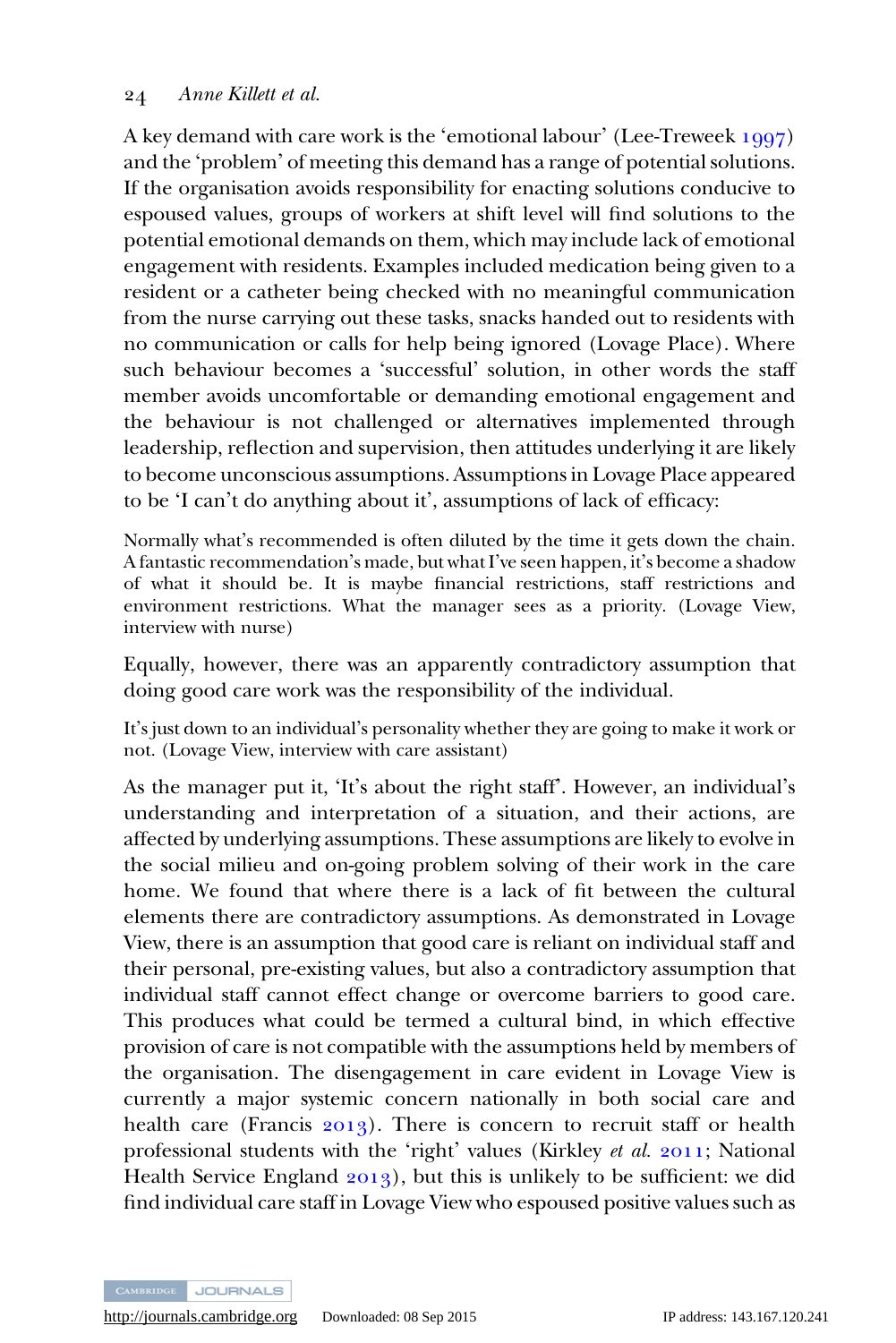A key demand with care work is the 'emotional labour' (Lee-Treweek 1997) and the 'problem' of meeting this demand has a range of potential solutions. If the organisation avoids responsibility for enacting solutions conducive to espoused values, groups of workers at shift level will find solutions to the potential emotional demands on them, which may include lack of emotional engagement with residents. Examples included medication being given to a resident or a catheter being checked with no meaningful communication from the nurse carrying out these tasks, snacks handed out to residents with no communication or calls for help being ignored (Lovage Place). Where such behaviour becomes a 'successful' solution, in other words the staff member avoids uncomfortable or demanding emotional engagement and the behaviour is not challenged or alternatives implemented through leadership, reflection and supervision, then attitudes underlying it are likely to become unconscious assumptions. Assumptions in Lovage Place appeared to be 'I can't do anything about it', assumptions of lack of efficacy:

> Normally what's recommended is often diluted by the time it gets down the chain. A fantastic recommendation's made, but what I've seen happen, it's become a shadow of what it should be. It is maybe financial restrictions, staff restrictions and environment restrictions. What the manager sees as a priority. (Lovage View, interview with nurse)

Equally, however, there was an apparently contradictory assumption that doing good care work was the responsibility of the individual.

> It's just down to an individual's personality whether they are going to make it work or not. (Lovage View, interview with care assistant)

As the manager put it, 'It's about the right staff'. However, an individual's understanding and interpretation of a situation, and their actions, are affected by underlying assumptions. These assumptions are likely to evolve in the social milieu and on-going problem solving of their work in the care home. We found that where there is a lack of fit between the cultural elements there are contradictory assumptions. As demonstrated in Lovage View, there is an assumption that good care is reliant on individual staff and their personal, pre-existing values, but also a contradictory assumption that individual staff cannot effect change or overcome barriers to good care. This produces what could be termed a cultural bind, in which effective provision of care is not compatible with the assumptions held by members of the organisation. The disengagement in care evident in Lovage View is currently a major systemic concern nationally in both social care and health care (Francis 2013). There is concern to recruit staff or health professional students with the 'right' values (Kirkley *et al.* 2011; National Health Service England 2013), but this is unlikely to be sufficient: we did find individual care staff in Lovage View who espoused positive values such as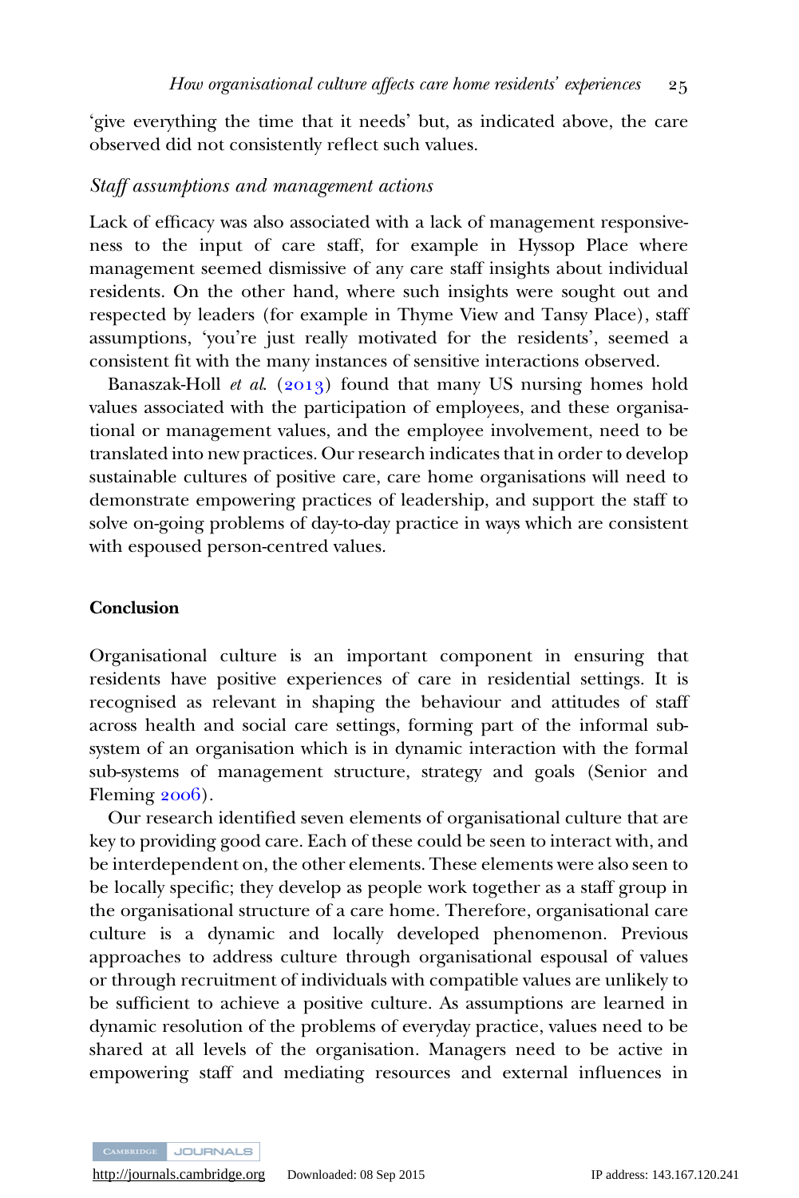'give everything the time that it needs' but, as indicated above, the care observed did not consistently reflect such values.

### *Staff assumptions and management actions*

Lack of efficacy was also associated with a lack of management responsiveness to the input of care staff, for example in Hyssop Place where management seemed dismissive of any care staff insights about individual residents. On the other hand, where such insights were sought out and respected by leaders (for example in Thyme View and Tansy Place), staff assumptions, 'you're just really motivated for the residents', seemed a consistent fit with the many instances of sensitive interactions observed.

Banaszak-Holl *et al.* (2013) found that many US nursing homes hold values associated with the participation of employees, and these organisational or management values, and the employee involvement, need to be translated into new practices. Our research indicates that in order to develop sustainable cultures of positive care, care home organisations will need to demonstrate empowering practices of leadership, and support the staff to solve on-going problems of day-to-day practice in ways which are consistent with espoused person-centred values.

## Conclusion

Organisational culture is an important component in ensuring that residents have positive experiences of care in residential settings. It is recognised as relevant in shaping the behaviour and attitudes of staff across health and social care settings, forming part of the informal subsystem of an organisation which is in dynamic interaction with the formal sub-systems of management structure, strategy and goals (Senior and Fleming 2006).

Our research identified seven elements of organisational culture that are key to providing good care. Each of these could be seen to interact with, and be interdependent on, the other elements. These elements were also seen to be locally specific; they develop as people work together as a staff group in the organisational structure of a care home. Therefore, organisational care culture is a dynamic and locally developed phenomenon. Previous approaches to address culture through organisational espousal of values or through recruitment of individuals with compatible values are unlikely to be sufficient to achieve a positive culture. As assumptions are learned in dynamic resolution of the problems of everyday practice, values need to be shared at all levels of the organisation. Managers need to be active in empowering staff and mediating resources and external influences in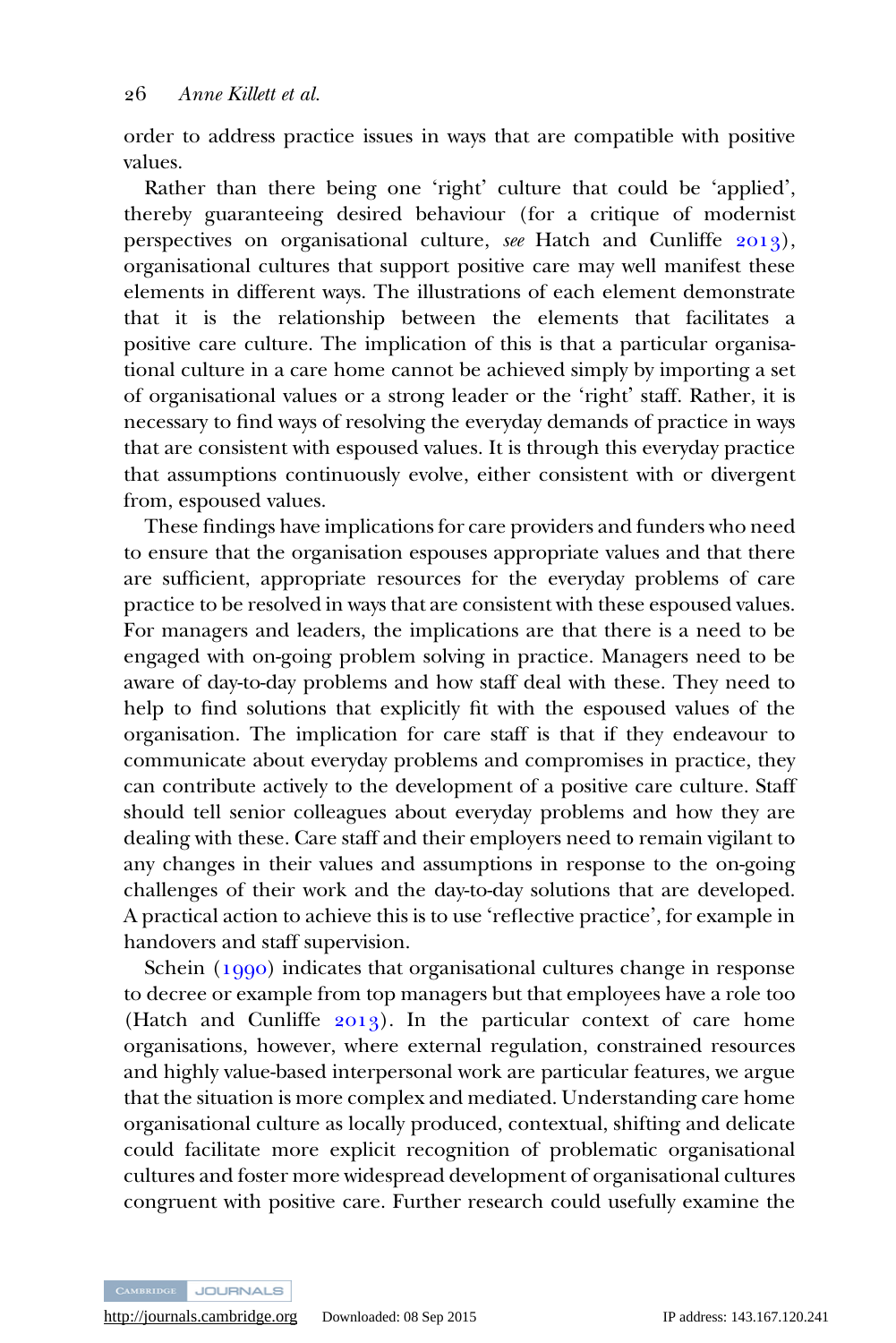order to address practice issues in ways that are compatible with positive values.

Rather than there being one 'right' culture that could be 'applied', thereby guaranteeing desired behaviour (for a critique of modernist perspectives on organisational culture, *see* Hatch and Cunliffe 2013), organisational cultures that support positive care may well manifest these elements in different ways. The illustrations of each element demonstrate that it is the relationship between the elements that facilitates a positive care culture. The implication of this is that a particular organisational culture in a care home cannot be achieved simply by importing a set of organisational values or a strong leader or the 'right' staff. Rather, it is necessary to find ways of resolving the everyday demands of practice in ways that are consistent with espoused values. It is through this everyday practice that assumptions continuously evolve, either consistent with or divergent from, espoused values.

These findings have implications for care providers and funders who need to ensure that the organisation espouses appropriate values and that there are sufficient, appropriate resources for the everyday problems of care practice to be resolved in ways that are consistent with these espoused values. For managers and leaders, the implications are that there is a need to be engaged with on-going problem solving in practice. Managers need to be aware of day-to-day problems and how staff deal with these. They need to help to find solutions that explicitly fit with the espoused values of the organisation. The implication for care staff is that if they endeavour to communicate about everyday problems and compromises in practice, they can contribute actively to the development of a positive care culture. Staff should tell senior colleagues about everyday problems and how they are dealing with these. Care staff and their employers need to remain vigilant to any changes in their values and assumptions in response to the on-going challenges of their work and the day-to-day solutions that are developed. A practical action to achieve this is to use 'reflective practice', for example in handovers and staff supervision.

Schein (1990) indicates that organisational cultures change in response to decree or example from top managers but that employees have a role too (Hatch and Cunliffe 2013). In the particular context of care home organisations, however, where external regulation, constrained resources and highly value-based interpersonal work are particular features, we argue that the situation is more complex and mediated. Understanding care home organisational culture as locally produced, contextual, shifting and delicate could facilitate more explicit recognition of problematic organisational cultures and foster more widespread development of organisational cultures congruent with positive care. Further research could usefully examine the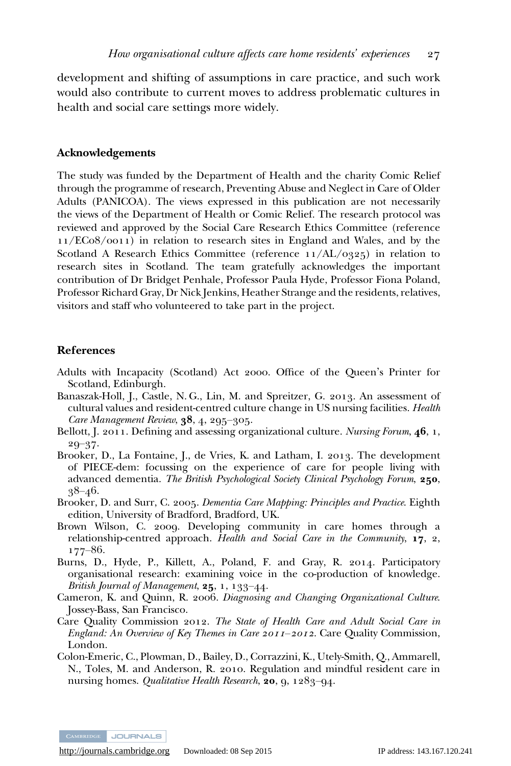development and shifting of assumptions in care practice, and such work would also contribute to current moves to address problematic cultures in health and social care settings more widely.

## Acknowledgements

The study was funded by the Department of Health and the charity Comic Relief through the programme of research, Preventing Abuse and Neglect in Care of Older Adults (PANICOA). The views expressed in this publication are not necessarily the views of the Department of Health or Comic Relief. The research protocol was reviewed and approved by the Social Care Research Ethics Committee (reference 11/EC08/0011) in relation to research sites in England and Wales, and by the Scotland A Research Ethics Committee (reference 11/AL/0325) in relation to research sites in Scotland. The team gratefully acknowledges the important contribution of Dr Bridget Penhale, Professor Paula Hyde, Professor Fiona Poland, Professor Richard Gray, Dr Nick Jenkins, Heather Strange and the residents, relatives, visitors and staff who volunteered to take part in the project.

## References

Adults with Incapacity (Scotland) Act 2000. Office of the Queen's Printer for Scotland, Edinburgh.

Banaszak-Holl, J., Castle, N. G., Lin, M. and Spreitzer, G. 2013. An assessment of cultural values and resident-centred culture change in US nursing facilities. *Health Care Management Review*, **38**, 4, 295–305.

Bellott, J. 2011. Defining and assessing organizational culture. *Nursing Forum*, **46**, 1, 29–37.

Brooker, D., La Fontaine, J., de Vries, K. and Latham, I. 2013. The development of PIECE-dem: focussing on the experience of care for people living with advanced dementia. *The British Psychological Society Clinical Psychology Forum*, **250**, 38–46.

Brooker, D. and Surr, C. 2005. *Dementia Care Mapping: Principles and Practice*. Eighth edition, University of Bradford, Bradford, UK.

Brown Wilson, C. 2009. Developing community in care homes through a relationship-centred approach. *Health and Social Care in the Community*, **17**, 2, 177–86.

Burns, D., Hyde, P., Killett, A., Poland, F. and Gray, R. 2014. Participatory organisational research: examining voice in the co-production of knowledge. *British Journal of Management*, **25**, 1, 133–44.

Cameron, K. and Quinn, R. 2006. *Diagnosing and Changing Organizational Culture*. Jossey-Bass, San Francisco.

Care Quality Commission 2012. *The State of Health Care and Adult Social Care in England: An Overview of Key Themes in Care 2011–2012*. Care Quality Commission, London.

Colon-Emeric, C., Plowman, D., Bailey, D., Corrazzini, K., Utely-Smith, Q., Ammarell, N., Toles, M. and Anderson, R. 2010. Regulation and mindful resident care in nursing homes. *Qualitative Health Research*, **20**, 9, 1283–94.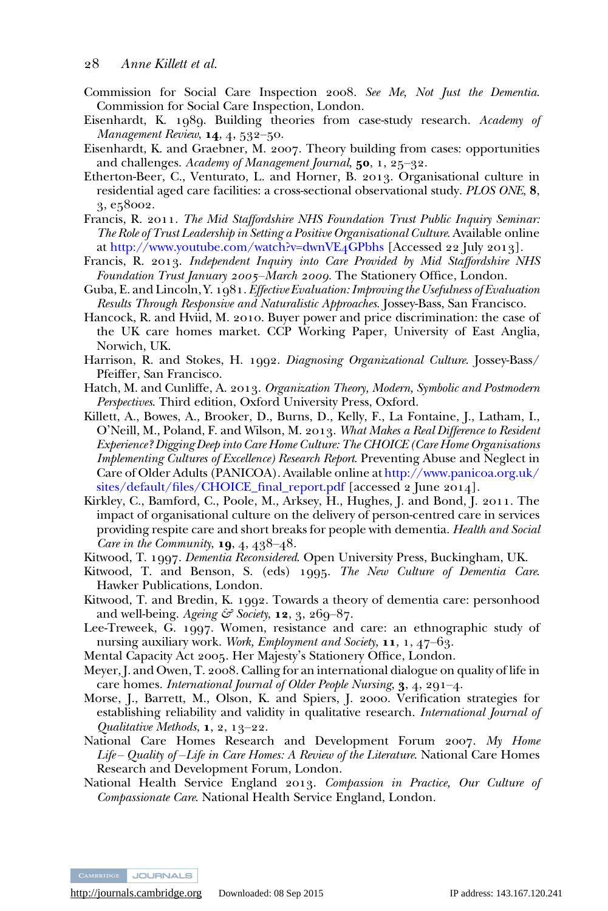Commission for Social Care Inspection 2008. *See Me, Not Just the Dementia*. Commission for Social Care Inspection, London.

Eisenhardt, K. 1989. Building theories from case-study research. *Academy of Management Review*, **14**, 4, 532–50.

Eisenhardt, K. and Graebner, M. 2007. Theory building from cases: opportunities and challenges. *Academy of Management Journal*, **50**, 1, 25–32.

Etherton-Beer, C., Venturato, L. and Horner, B. 2013. Organisational culture in residential aged care facilities: a cross-sectional observational study. *PLOS ONE*, **8**, 3, e58002.

Francis, R. 2011. *The Mid Staffordshire NHS Foundation Trust Public Inquiry Seminar: The Role of Trust Leadership in Setting a Positive Organisational Culture*. Available online at http://www.youtube.com/watch?v=dwnVE4GPbhs [Accessed 22 July 2013].

Francis, R. 2013. *Independent Inquiry into Care Provided by Mid Staffordshire NHS Foundation Trust January 2005–March 2009*. The Stationery Office, London.

Guba, E. and Lincoln, Y. 1981. *Effective Evaluation: Improving the Usefulness of Evaluation Results Through Responsive and Naturalistic Approaches*. Jossey-Bass, San Francisco.

Hancock, R. and Hviid, M. 2010. Buyer power and price discrimination: the case of the UK care homes market. CCP Working Paper, University of East Anglia, Norwich, UK.

Harrison, R. and Stokes, H. 1992. *Diagnosing Organizational Culture*. Jossey-Bass/Pfeiffer, San Francisco.

Hatch, M. and Cunliffe, A. 2013. *Organization Theory, Modern, Symbolic and Postmodern Perspectives*. Third edition, Oxford University Press, Oxford.

Killett, A., Bowes, A., Brooker, D., Burns, D., Kelly, F., La Fontaine, J., Latham, I., O'Neill, M., Poland, F. and Wilson, M. 2013. *What Makes a Real Difference to Resident Experience? Digging Deep into Care Home Culture: The CHOICE (Care Home Organisations Implementing Cultures of Excellence) Research Report*. Preventing Abuse and Neglect in Care of Older Adults (PANICOA). Available online at http://www.panicoa.org.uk/sites/default/files/CHOICE_final_report.pdf [accessed 2 June 2014].

Kirkley, C., Bamford, C., Poole, M., Arksey, H., Hughes, J. and Bond, J. 2011. The impact of organisational culture on the delivery of person-centred care in services providing respite care and short breaks for people with dementia. *Health and Social Care in the Community*, **19**, 4, 438–48.

Kitwood, T. 1997. *Dementia Reconsidered*. Open University Press, Buckingham, UK.

Kitwood, T. and Benson, S. (eds) 1995. *The New Culture of Dementia Care*. Hawker Publications, London.

Kitwood, T. and Bredin, K. 1992. Towards a theory of dementia care: personhood and well-being. *Ageing & Society*, **12**, 3, 269–87.

Lee-Treweek, G. 1997. Women, resistance and care: an ethnographic study of nursing auxiliary work. *Work, Employment and Society*, **11**, 1, 47–63.

Mental Capacity Act 2005. Her Majesty's Stationery Office, London.

Meyer, J. and Owen, T. 2008. Calling for an international dialogue on quality of life in care homes. *International Journal of Older People Nursing*, **3**, 4, 291–4.

Morse, J., Barrett, M., Olson, K. and Spiers, J. 2000. Verification strategies for establishing reliability and validity in qualitative research. *International Journal of Qualitative Methods*, **1**, 2, 13–22.

National Care Homes Research and Development Forum 2007. *My Home Life – Quality of –Life in Care Homes: A Review of the Literature*. National Care Homes Research and Development Forum, London.

National Health Service England 2013. *Compassion in Practice, Our Culture of Compassionate Care*. National Health Service England, London.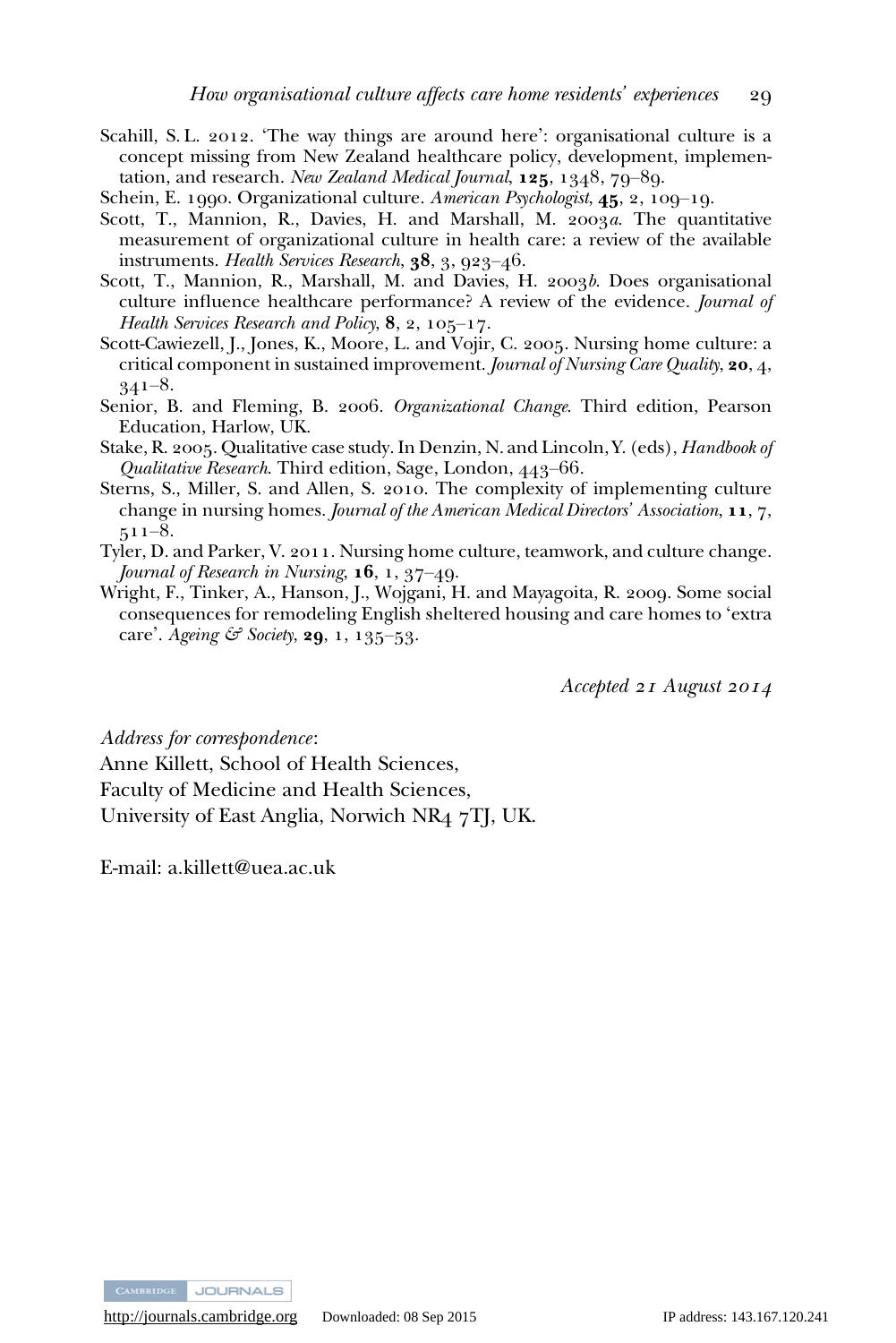Scahill, S. L. 2012. 'The way things are around here': organisational culture is a concept missing from New Zealand healthcare policy, development, implementation, and research. *New Zealand Medical Journal*, **125**, 1348, 79–89.

Schein, E. 1990. Organizational culture. *American Psychologist*, **45**, 2, 109–19.

Scott, T., Mannion, R., Davies, H. and Marshall, M. 2003*a*. The quantitative measurement of organizational culture in health care: a review of the available instruments. *Health Services Research*, **38**, 3, 923–46.

Scott, T., Mannion, R., Marshall, M. and Davies, H. 2003*b*. Does organisational culture influence healthcare performance? A review of the evidence. *Journal of Health Services Research and Policy*, **8**, 2, 105–17.

Scott-Cawiezell, J., Jones, K., Moore, L. and Vojir, C. 2005. Nursing home culture: a critical component in sustained improvement. *Journal of Nursing Care Quality*, **20**, 4, 341–8.

Senior, B. and Fleming, B. 2006. *Organizational Change*. Third edition, Pearson Education, Harlow, UK.

Stake, R. 2005. Qualitative case study. In Denzin, N. and Lincoln, Y. (eds), *Handbook of Qualitative Research*. Third edition, Sage, London, 443–66.

Sterns, S., Miller, S. and Allen, S. 2010. The complexity of implementing culture change in nursing homes. *Journal of the American Medical Directors' Association*, **11**, 7, 511–8.

Tyler, D. and Parker, V. 2011. Nursing home culture, teamwork, and culture change. *Journal of Research in Nursing*, **16**, 1, 37–49.

Wright, F., Tinker, A., Hanson, J., Wojgani, H. and Mayagoita, R. 2009. Some social consequences for remodeling English sheltered housing and care homes to 'extra care'. *Ageing & Society*, **29**, 1, 135–53.

*Accepted 21 August 2014*

*Address for correspondence*:
Anne Killett, School of Health Sciences,
Faculty of Medicine and Health Sciences,
University of East Anglia, Norwich NR4 7TJ, UK.

E-mail: a.killett@uea.ac.uk